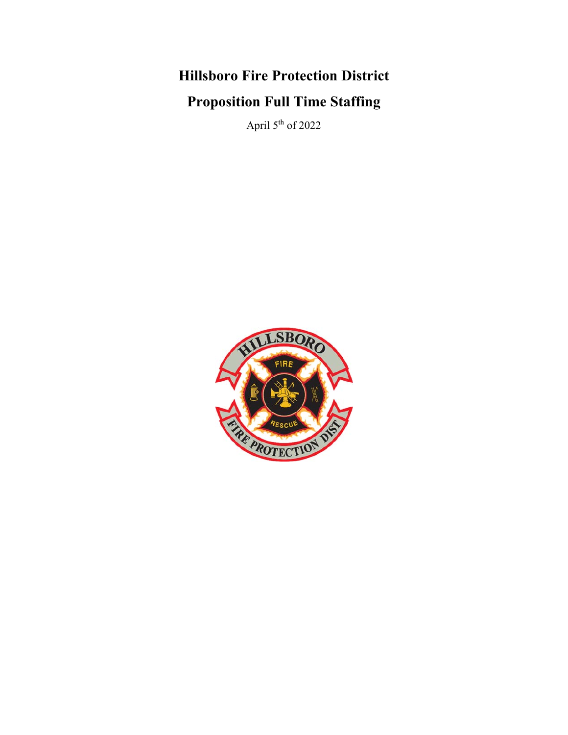# Hillsboro Fire Protection District

# Proposition Full Time Staffing

April 5th of 2022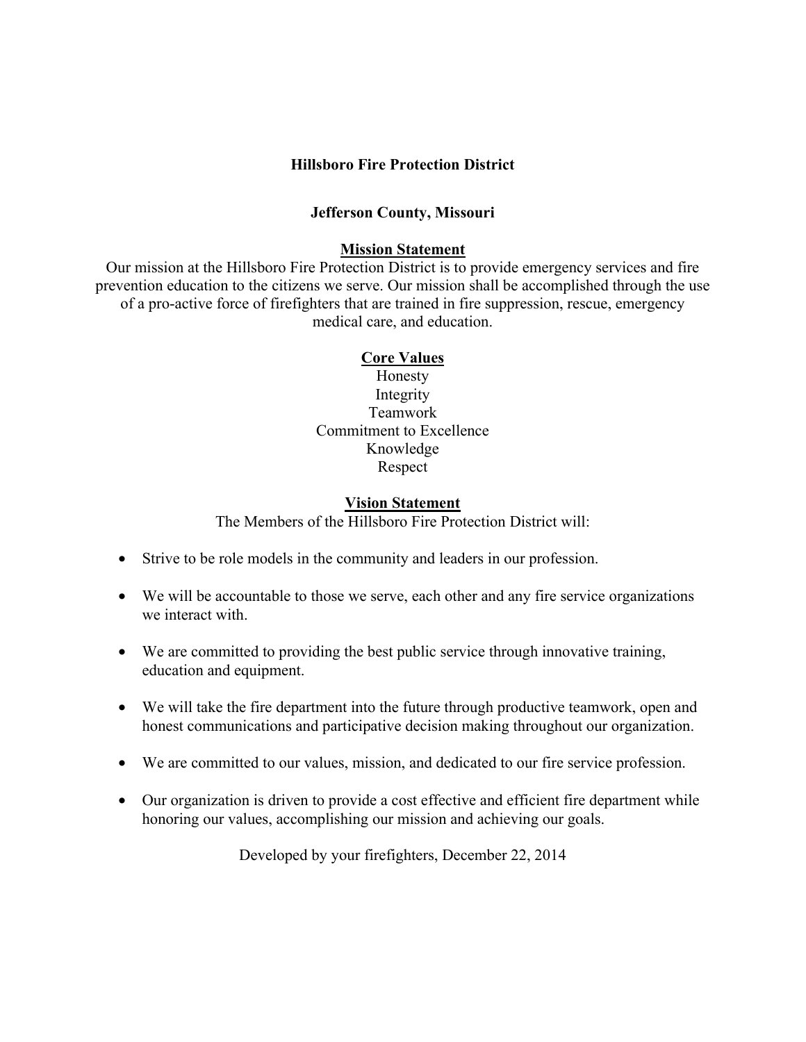# Hillsboro Fire Protection District

## Jefferson County, Missouri

### Mission Statement

Our mission at the Hillsboro Fire Protection District is to provide emergency services and fire prevention education to the citizens we serve. Our mission shall be accomplished through the use of a pro-active force of firefighters that are trained in fire suppression, rescue, emergency medical care, and education.

### Core Values

Honesty
Integrity
Teamwork
Commitment to Excellence
Knowledge
Respect

### Vision Statement

The Members of the Hillsboro Fire Protection District will:

- Strive to be role models in the community and leaders in our profession.
- We will be accountable to those we serve, each other and any fire service organizations we interact with.
- We are committed to providing the best public service through innovative training, education and equipment.
- We will take the fire department into the future through productive teamwork, open and honest communications and participative decision making throughout our organization.
- We are committed to our values, mission, and dedicated to our fire service profession.
- Our organization is driven to provide a cost effective and efficient fire department while honoring our values, accomplishing our mission and achieving our goals.

Developed by your firefighters, December 22, 2014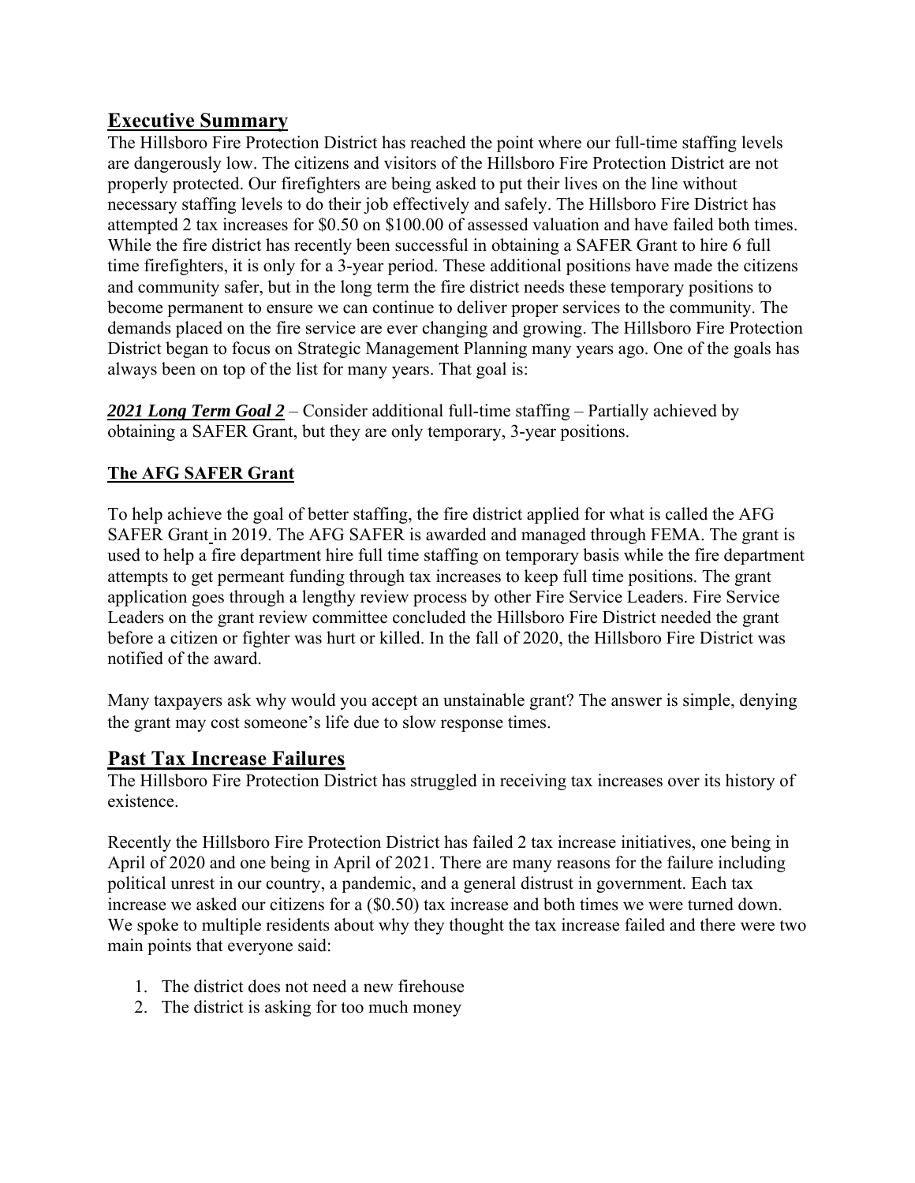## Executive Summary

The Hillsboro Fire Protection District has reached the point where our full-time staffing levels are dangerously low. The citizens and visitors of the Hillsboro Fire Protection District are not properly protected. Our firefighters are being asked to put their lives on the line without necessary staffing levels to do their job effectively and safely. The Hillsboro Fire District has attempted 2 tax increases for $0.50 on $100.00 of assessed valuation and have failed both times. While the fire district has recently been successful in obtaining a SAFER Grant to hire 6 full time firefighters, it is only for a 3-year period. These additional positions have made the citizens and community safer, but in the long term the fire district needs these temporary positions to become permanent to ensure we can continue to deliver proper services to the community. The demands placed on the fire service are ever changing and growing. The Hillsboro Fire Protection District began to focus on Strategic Management Planning many years ago. One of the goals has always been on top of the list for many years. That goal is:

***2021 Long Term Goal 2*** – Consider additional full-time staffing – Partially achieved by obtaining a SAFER Grant, but they are only temporary, 3-year positions.

### The AFG SAFER Grant

To help achieve the goal of better staffing, the fire district applied for what is called the AFG SAFER Grant in 2019. The AFG SAFER is awarded and managed through FEMA. The grant is used to help a fire department hire full time staffing on temporary basis while the fire department attempts to get permeant funding through tax increases to keep full time positions. The grant application goes through a lengthy review process by other Fire Service Leaders. Fire Service Leaders on the grant review committee concluded the Hillsboro Fire District needed the grant before a citizen or fighter was hurt or killed. In the fall of 2020, the Hillsboro Fire District was notified of the award.

Many taxpayers ask why would you accept an unstainable grant? The answer is simple, denying the grant may cost someone's life due to slow response times.

## Past Tax Increase Failures

The Hillsboro Fire Protection District has struggled in receiving tax increases over its history of existence.

Recently the Hillsboro Fire Protection District has failed 2 tax increase initiatives, one being in April of 2020 and one being in April of 2021. There are many reasons for the failure including political unrest in our country, a pandemic, and a general distrust in government. Each tax increase we asked our citizens for a ($0.50) tax increase and both times we were turned down. We spoke to multiple residents about why they thought the tax increase failed and there were two main points that everyone said:

1. The district does not need a new firehouse
2. The district is asking for too much money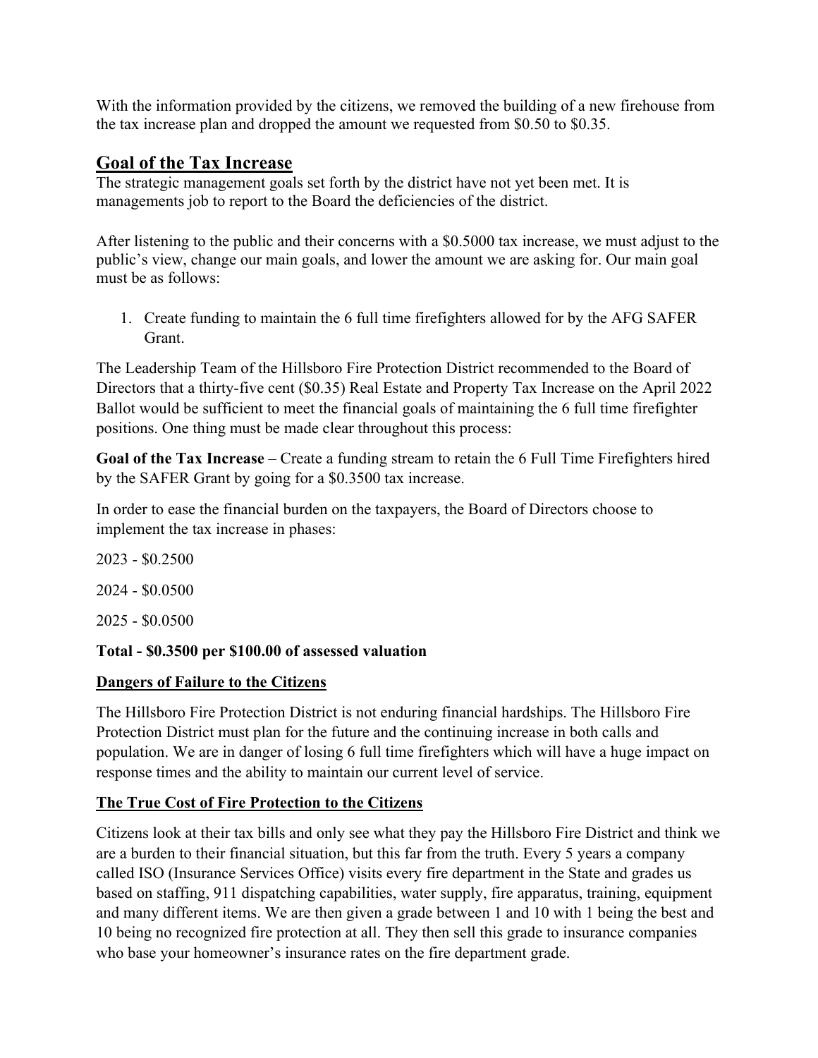With the information provided by the citizens, we removed the building of a new firehouse from the tax increase plan and dropped the amount we requested from $0.50 to $0.35.

## Goal of the Tax Increase

The strategic management goals set forth by the district have not yet been met. It is managements job to report to the Board the deficiencies of the district.

After listening to the public and their concerns with a $0.5000 tax increase, we must adjust to the public's view, change our main goals, and lower the amount we are asking for. Our main goal must be as follows:

1. Create funding to maintain the 6 full time firefighters allowed for by the AFG SAFER Grant.

The Leadership Team of the Hillsboro Fire Protection District recommended to the Board of Directors that a thirty-five cent ($0.35) Real Estate and Property Tax Increase on the April 2022 Ballot would be sufficient to meet the financial goals of maintaining the 6 full time firefighter positions. One thing must be made clear throughout this process:

**Goal of the Tax Increase** – Create a funding stream to retain the 6 Full Time Firefighters hired by the SAFER Grant by going for a $0.3500 tax increase.

In order to ease the financial burden on the taxpayers, the Board of Directors choose to implement the tax increase in phases:

2023 - $0.2500

2024 - $0.0500

2025 - $0.0500

**Total - $0.3500 per $100.00 of assessed valuation**

### Dangers of Failure to the Citizens

The Hillsboro Fire Protection District is not enduring financial hardships. The Hillsboro Fire Protection District must plan for the future and the continuing increase in both calls and population. We are in danger of losing 6 full time firefighters which will have a huge impact on response times and the ability to maintain our current level of service.

### The True Cost of Fire Protection to the Citizens

Citizens look at their tax bills and only see what they pay the Hillsboro Fire District and think we are a burden to their financial situation, but this far from the truth. Every 5 years a company called ISO (Insurance Services Office) visits every fire department in the State and grades us based on staffing, 911 dispatching capabilities, water supply, fire apparatus, training, equipment and many different items. We are then given a grade between 1 and 10 with 1 being the best and 10 being no recognized fire protection at all. They then sell this grade to insurance companies who base your homeowner's insurance rates on the fire department grade.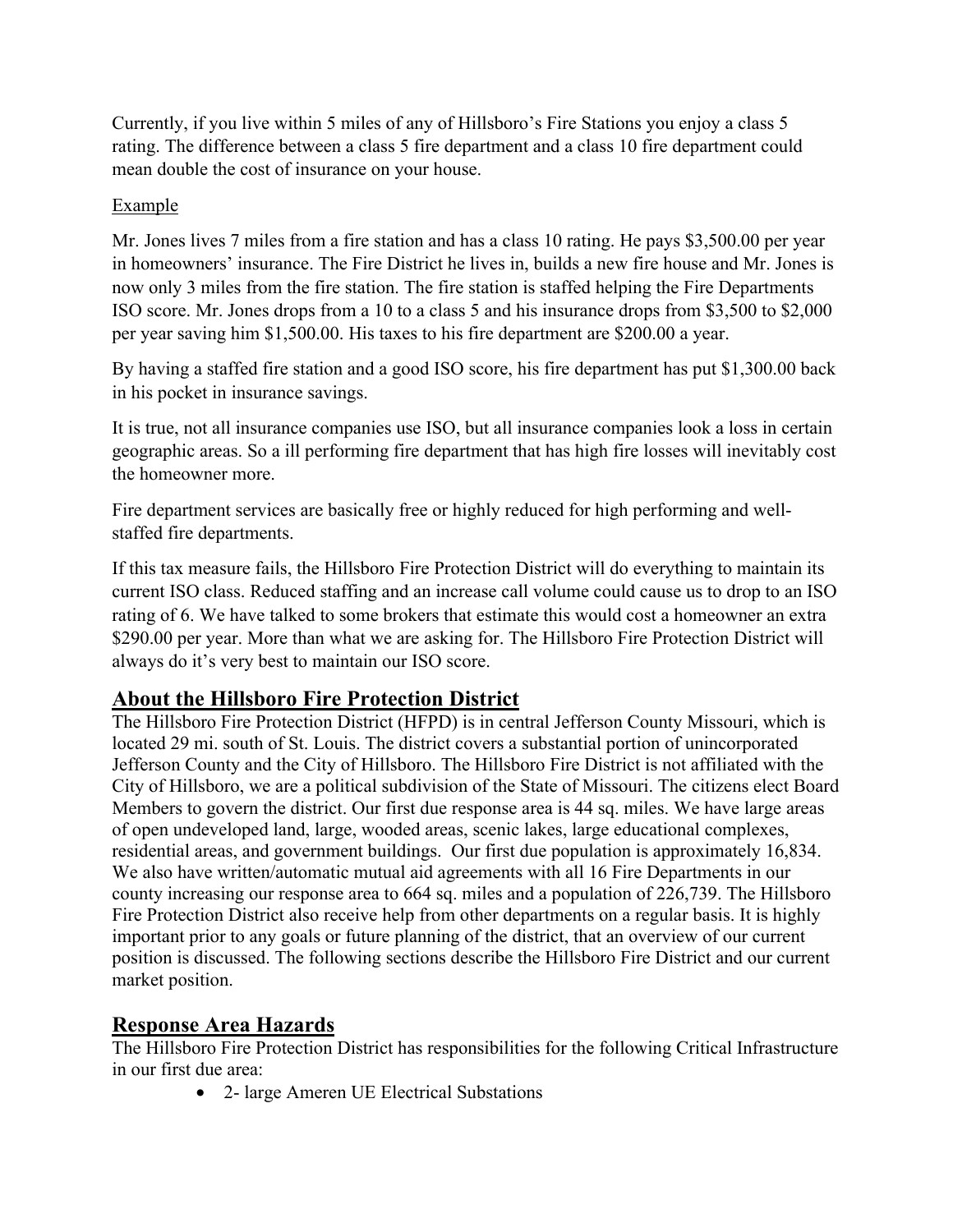Currently, if you live within 5 miles of any of Hillsboro's Fire Stations you enjoy a class 5 rating. The difference between a class 5 fire department and a class 10 fire department could mean double the cost of insurance on your house.

Example

Mr. Jones lives 7 miles from a fire station and has a class 10 rating. He pays $3,500.00 per year in homeowners' insurance. The Fire District he lives in, builds a new fire house and Mr. Jones is now only 3 miles from the fire station. The fire station is staffed helping the Fire Departments ISO score. Mr. Jones drops from a 10 to a class 5 and his insurance drops from $3,500 to $2,000 per year saving him $1,500.00. His taxes to his fire department are $200.00 a year.

By having a staffed fire station and a good ISO score, his fire department has put $1,300.00 back in his pocket in insurance savings.

It is true, not all insurance companies use ISO, but all insurance companies look a loss in certain geographic areas. So a ill performing fire department that has high fire losses will inevitably cost the homeowner more.

Fire department services are basically free or highly reduced for high performing and well-staffed fire departments.

If this tax measure fails, the Hillsboro Fire Protection District will do everything to maintain its current ISO class. Reduced staffing and an increase call volume could cause us to drop to an ISO rating of 6. We have talked to some brokers that estimate this would cost a homeowner an extra $290.00 per year. More than what we are asking for. The Hillsboro Fire Protection District will always do it's very best to maintain our ISO score.

## About the Hillsboro Fire Protection District

The Hillsboro Fire Protection District (HFPD) is in central Jefferson County Missouri, which is located 29 mi. south of St. Louis. The district covers a substantial portion of unincorporated Jefferson County and the City of Hillsboro. The Hillsboro Fire District is not affiliated with the City of Hillsboro, we are a political subdivision of the State of Missouri. The citizens elect Board Members to govern the district. Our first due response area is 44 sq. miles. We have large areas of open undeveloped land, large, wooded areas, scenic lakes, large educational complexes, residential areas, and government buildings. Our first due population is approximately 16,834. We also have written/automatic mutual aid agreements with all 16 Fire Departments in our county increasing our response area to 664 sq. miles and a population of 226,739. The Hillsboro Fire Protection District also receive help from other departments on a regular basis. It is highly important prior to any goals or future planning of the district, that an overview of our current position is discussed. The following sections describe the Hillsboro Fire District and our current market position.

## Response Area Hazards

The Hillsboro Fire Protection District has responsibilities for the following Critical Infrastructure in our first due area:

- 2- large Ameren UE Electrical Substations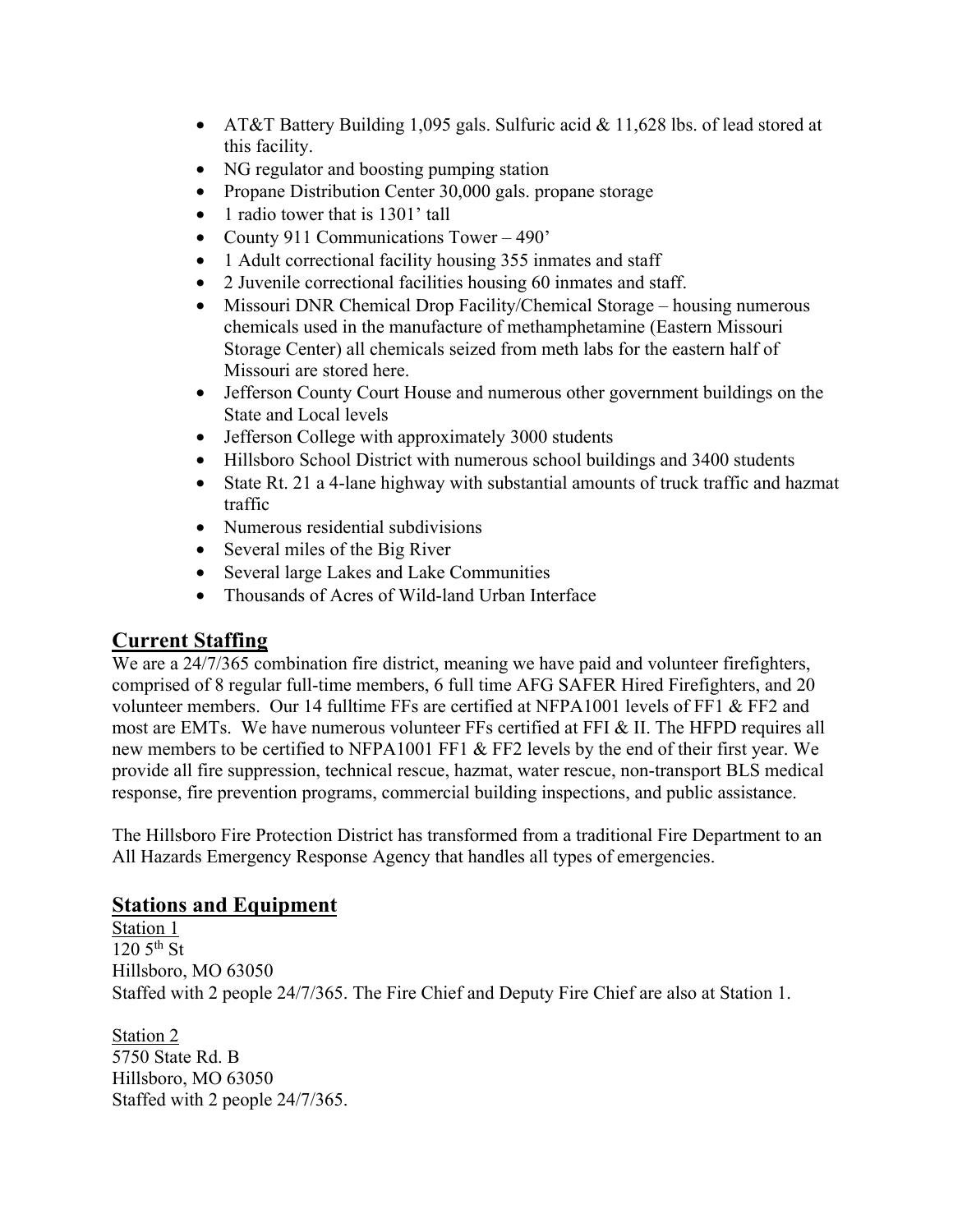- AT&T Battery Building 1,095 gals. Sulfuric acid & 11,628 lbs. of lead stored at this facility.
- NG regulator and boosting pumping station
- Propane Distribution Center 30,000 gals. propane storage
- 1 radio tower that is 1301' tall
- County 911 Communications Tower – 490'
- 1 Adult correctional facility housing 355 inmates and staff
- 2 Juvenile correctional facilities housing 60 inmates and staff.
- Missouri DNR Chemical Drop Facility/Chemical Storage – housing numerous chemicals used in the manufacture of methamphetamine (Eastern Missouri Storage Center) all chemicals seized from meth labs for the eastern half of Missouri are stored here.
- Jefferson County Court House and numerous other government buildings on the State and Local levels
- Jefferson College with approximately 3000 students
- Hillsboro School District with numerous school buildings and 3400 students
- State Rt. 21 a 4-lane highway with substantial amounts of truck traffic and hazmat traffic
- Numerous residential subdivisions
- Several miles of the Big River
- Several large Lakes and Lake Communities
- Thousands of Acres of Wild-land Urban Interface

## Current Staffing

We are a 24/7/365 combination fire district, meaning we have paid and volunteer firefighters, comprised of 8 regular full-time members, 6 full time AFG SAFER Hired Firefighters, and 20 volunteer members. Our 14 fulltime FFs are certified at NFPA1001 levels of FF1 & FF2 and most are EMTs. We have numerous volunteer FFs certified at FFI & II. The HFPD requires all new members to be certified to NFPA1001 FF1 & FF2 levels by the end of their first year. We provide all fire suppression, technical rescue, hazmat, water rescue, non-transport BLS medical response, fire prevention programs, commercial building inspections, and public assistance.

The Hillsboro Fire Protection District has transformed from a traditional Fire Department to an All Hazards Emergency Response Agency that handles all types of emergencies.

## Stations and Equipment

Station 1
120 5th St
Hillsboro, MO 63050
Staffed with 2 people 24/7/365. The Fire Chief and Deputy Fire Chief are also at Station 1.

Station 2
5750 State Rd. B
Hillsboro, MO 63050
Staffed with 2 people 24/7/365.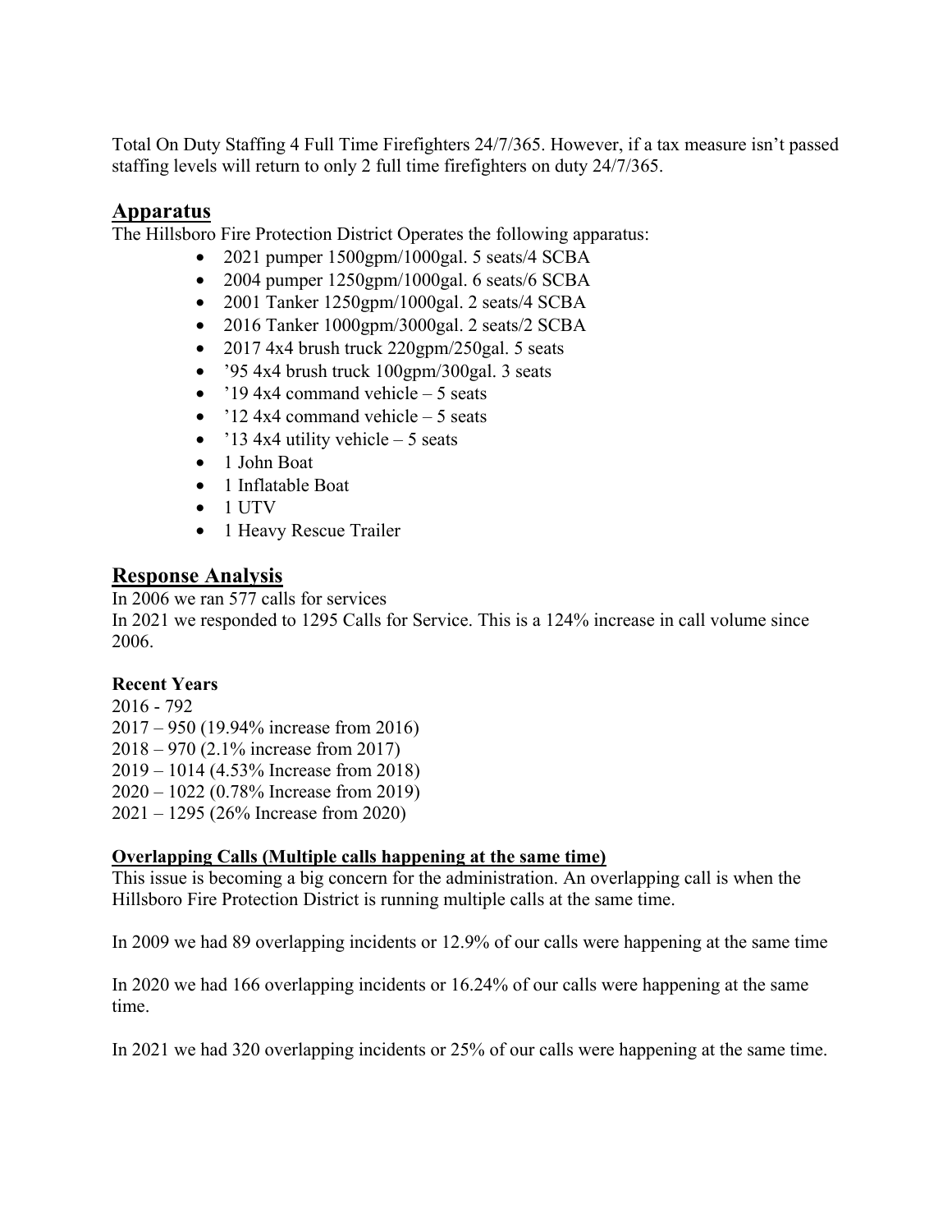Total On Duty Staffing 4 Full Time Firefighters 24/7/365. However, if a tax measure isn't passed staffing levels will return to only 2 full time firefighters on duty 24/7/365.

## Apparatus

The Hillsboro Fire Protection District Operates the following apparatus:

- 2021 pumper 1500gpm/1000gal. 5 seats/4 SCBA
- 2004 pumper 1250gpm/1000gal. 6 seats/6 SCBA
- 2001 Tanker 1250gpm/1000gal. 2 seats/4 SCBA
- 2016 Tanker 1000gpm/3000gal. 2 seats/2 SCBA
- 2017 4x4 brush truck 220gpm/250gal. 5 seats
- '95 4x4 brush truck 100gpm/300gal. 3 seats
- '19 4x4 command vehicle – 5 seats
- '12 4x4 command vehicle – 5 seats
- '13 4x4 utility vehicle – 5 seats
- 1 John Boat
- 1 Inflatable Boat
- 1 UTV
- 1 Heavy Rescue Trailer

## Response Analysis

In 2006 we ran 577 calls for services

In 2021 we responded to 1295 Calls for Service. This is a 124% increase in call volume since 2006.

**Recent Years**

2016 - 792
2017 – 950 (19.94% increase from 2016)
2018 – 970 (2.1% increase from 2017)
2019 – 1014 (4.53% Increase from 2018)
2020 – 1022 (0.78% Increase from 2019)
2021 – 1295 (26% Increase from 2020)

**Overlapping Calls (Multiple calls happening at the same time)**

This issue is becoming a big concern for the administration. An overlapping call is when the Hillsboro Fire Protection District is running multiple calls at the same time.

In 2009 we had 89 overlapping incidents or 12.9% of our calls were happening at the same time

In 2020 we had 166 overlapping incidents or 16.24% of our calls were happening at the same time.

In 2021 we had 320 overlapping incidents or 25% of our calls were happening at the same time.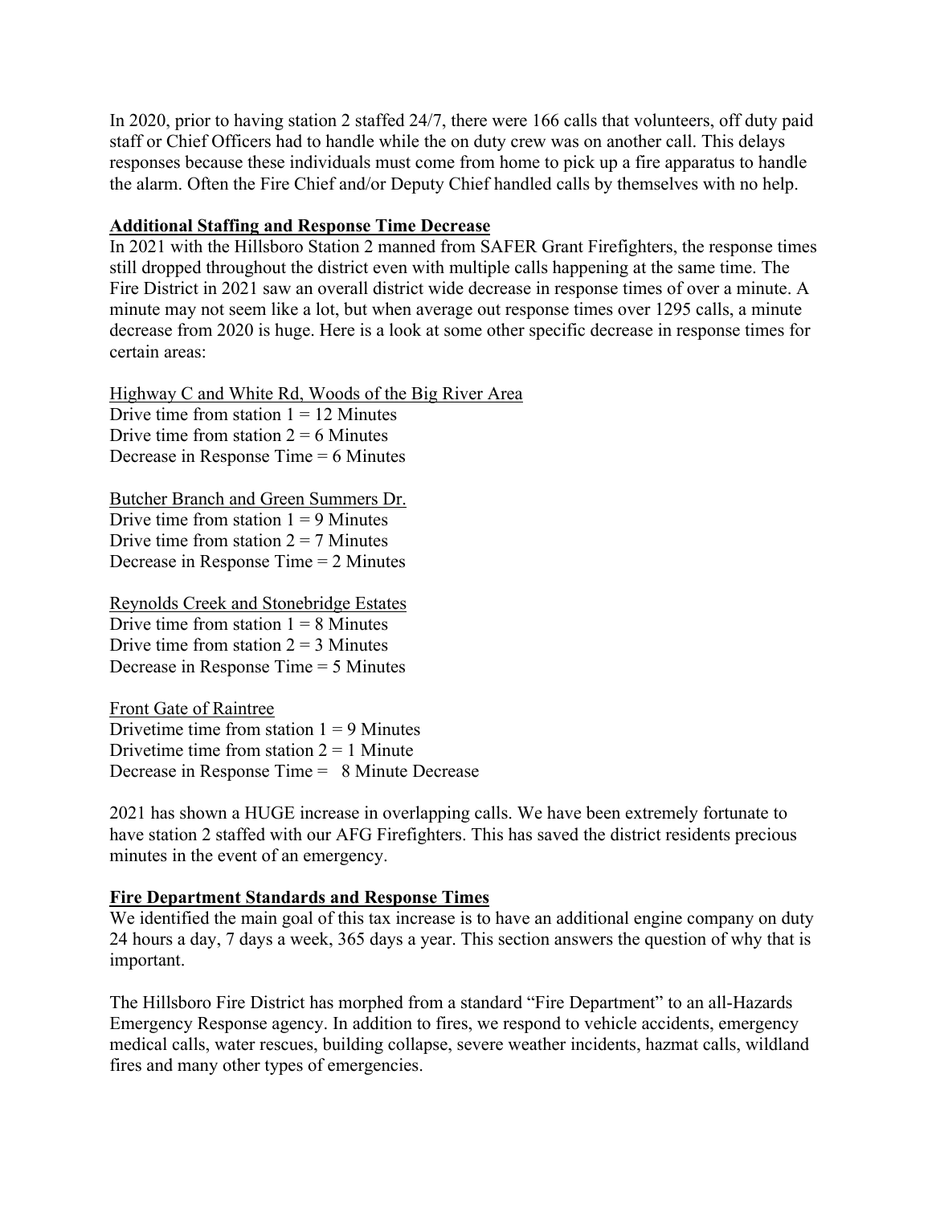In 2020, prior to having station 2 staffed 24/7, there were 166 calls that volunteers, off duty paid staff or Chief Officers had to handle while the on duty crew was on another call. This delays responses because these individuals must come from home to pick up a fire apparatus to handle the alarm. Often the Fire Chief and/or Deputy Chief handled calls by themselves with no help.

**Additional Staffing and Response Time Decrease**

In 2021 with the Hillsboro Station 2 manned from SAFER Grant Firefighters, the response times still dropped throughout the district even with multiple calls happening at the same time. The Fire District in 2021 saw an overall district wide decrease in response times of over a minute. A minute may not seem like a lot, but when average out response times over 1295 calls, a minute decrease from 2020 is huge. Here is a look at some other specific decrease in response times for certain areas:

Highway C and White Rd, Woods of the Big River Area
Drive time from station 1 = 12 Minutes
Drive time from station 2 = 6 Minutes
Decrease in Response Time = 6 Minutes

Butcher Branch and Green Summers Dr.
Drive time from station 1 = 9 Minutes
Drive time from station 2 = 7 Minutes
Decrease in Response Time = 2 Minutes

Reynolds Creek and Stonebridge Estates
Drive time from station 1 = 8 Minutes
Drive time from station 2 = 3 Minutes
Decrease in Response Time = 5 Minutes

Front Gate of Raintree
Drivetime time from station 1 = 9 Minutes
Drivetime time from station 2 = 1 Minute
Decrease in Response Time = 8 Minute Decrease

2021 has shown a HUGE increase in overlapping calls. We have been extremely fortunate to have station 2 staffed with our AFG Firefighters. This has saved the district residents precious minutes in the event of an emergency.

**Fire Department Standards and Response Times**

We identified the main goal of this tax increase is to have an additional engine company on duty 24 hours a day, 7 days a week, 365 days a year. This section answers the question of why that is important.

The Hillsboro Fire District has morphed from a standard "Fire Department" to an all-Hazards Emergency Response agency. In addition to fires, we respond to vehicle accidents, emergency medical calls, water rescues, building collapse, severe weather incidents, hazmat calls, wildland fires and many other types of emergencies.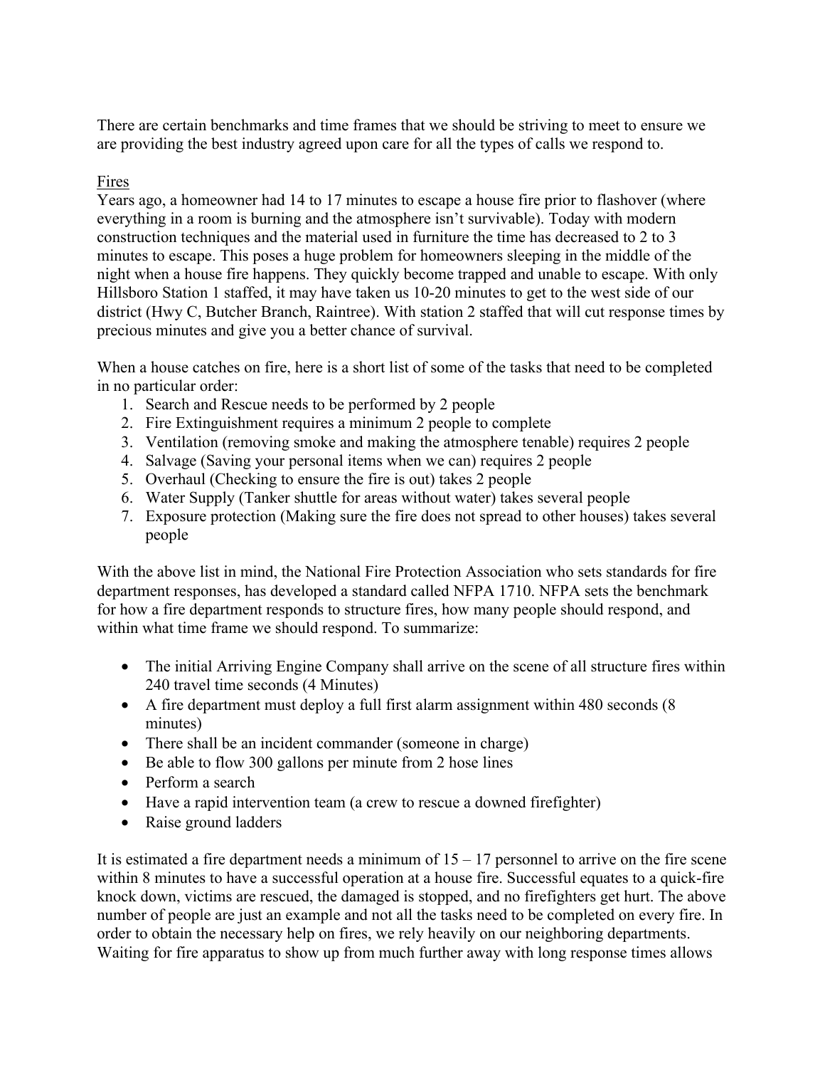There are certain benchmarks and time frames that we should be striving to meet to ensure we are providing the best industry agreed upon care for all the types of calls we respond to.

Fires

Years ago, a homeowner had 14 to 17 minutes to escape a house fire prior to flashover (where everything in a room is burning and the atmosphere isn't survivable). Today with modern construction techniques and the material used in furniture the time has decreased to 2 to 3 minutes to escape. This poses a huge problem for homeowners sleeping in the middle of the night when a house fire happens. They quickly become trapped and unable to escape. With only Hillsboro Station 1 staffed, it may have taken us 10-20 minutes to get to the west side of our district (Hwy C, Butcher Branch, Raintree). With station 2 staffed that will cut response times by precious minutes and give you a better chance of survival.

When a house catches on fire, here is a short list of some of the tasks that need to be completed in no particular order:

1. Search and Rescue needs to be performed by 2 people
2. Fire Extinguishment requires a minimum 2 people to complete
3. Ventilation (removing smoke and making the atmosphere tenable) requires 2 people
4. Salvage (Saving your personal items when we can) requires 2 people
5. Overhaul (Checking to ensure the fire is out) takes 2 people
6. Water Supply (Tanker shuttle for areas without water) takes several people
7. Exposure protection (Making sure the fire does not spread to other houses) takes several people

With the above list in mind, the National Fire Protection Association who sets standards for fire department responses, has developed a standard called NFPA 1710. NFPA sets the benchmark for how a fire department responds to structure fires, how many people should respond, and within what time frame we should respond. To summarize:

- The initial Arriving Engine Company shall arrive on the scene of all structure fires within 240 travel time seconds (4 Minutes)
- A fire department must deploy a full first alarm assignment within 480 seconds (8 minutes)
- There shall be an incident commander (someone in charge)
- Be able to flow 300 gallons per minute from 2 hose lines
- Perform a search
- Have a rapid intervention team (a crew to rescue a downed firefighter)
- Raise ground ladders

It is estimated a fire department needs a minimum of 15 – 17 personnel to arrive on the fire scene within 8 minutes to have a successful operation at a house fire. Successful equates to a quick-fire knock down, victims are rescued, the damaged is stopped, and no firefighters get hurt. The above number of people are just an example and not all the tasks need to be completed on every fire. In order to obtain the necessary help on fires, we rely heavily on our neighboring departments. Waiting for fire apparatus to show up from much further away with long response times allows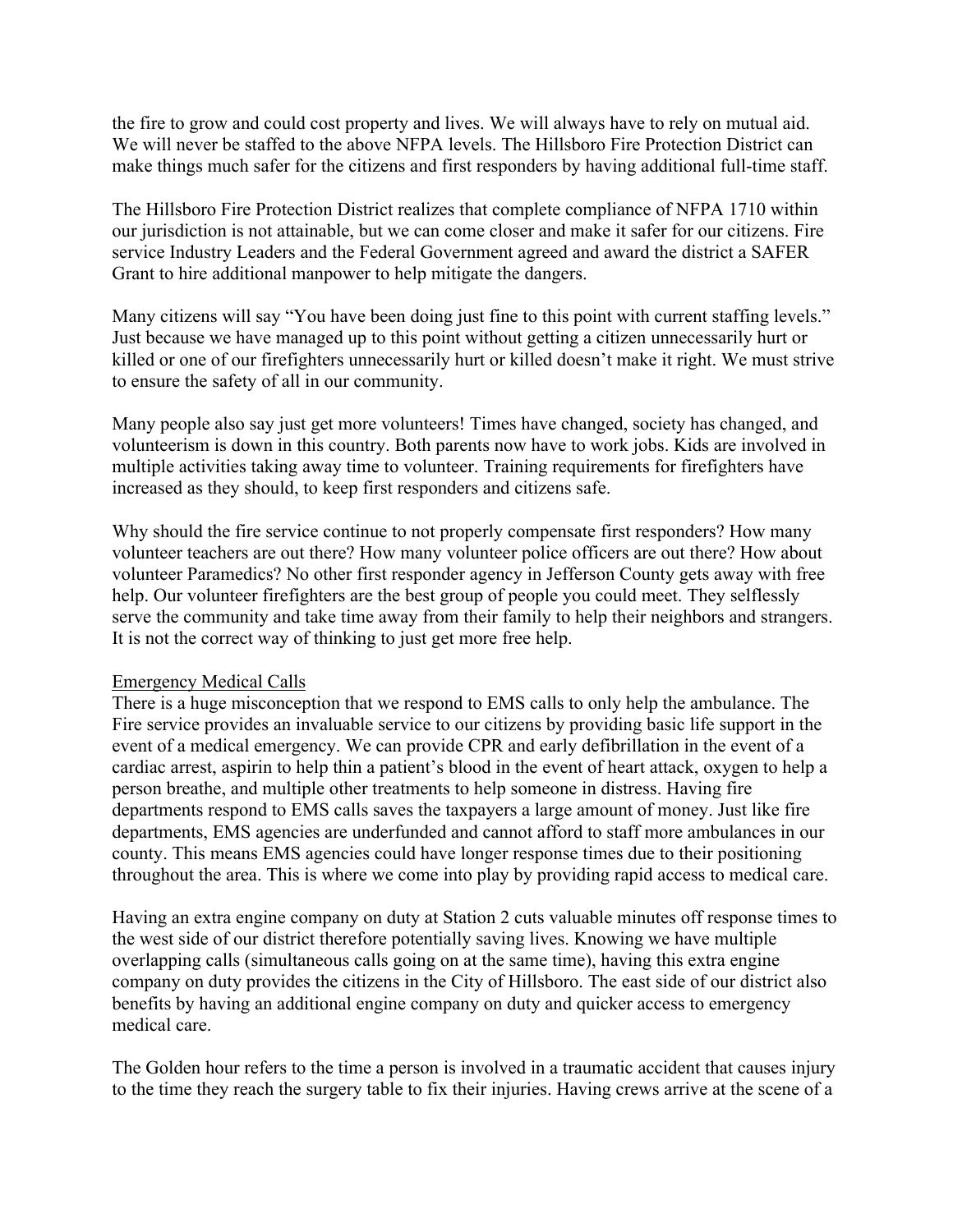the fire to grow and could cost property and lives. We will always have to rely on mutual aid. We will never be staffed to the above NFPA levels. The Hillsboro Fire Protection District can make things much safer for the citizens and first responders by having additional full-time staff.

The Hillsboro Fire Protection District realizes that complete compliance of NFPA 1710 within our jurisdiction is not attainable, but we can come closer and make it safer for our citizens. Fire service Industry Leaders and the Federal Government agreed and award the district a SAFER Grant to hire additional manpower to help mitigate the dangers.

Many citizens will say "You have been doing just fine to this point with current staffing levels." Just because we have managed up to this point without getting a citizen unnecessarily hurt or killed or one of our firefighters unnecessarily hurt or killed doesn't make it right. We must strive to ensure the safety of all in our community.

Many people also say just get more volunteers! Times have changed, society has changed, and volunteerism is down in this country. Both parents now have to work jobs. Kids are involved in multiple activities taking away time to volunteer. Training requirements for firefighters have increased as they should, to keep first responders and citizens safe.

Why should the fire service continue to not properly compensate first responders? How many volunteer teachers are out there? How many volunteer police officers are out there? How about volunteer Paramedics? No other first responder agency in Jefferson County gets away with free help. Our volunteer firefighters are the best group of people you could meet. They selflessly serve the community and take time away from their family to help their neighbors and strangers. It is not the correct way of thinking to just get more free help.

<u>Emergency Medical Calls</u>

There is a huge misconception that we respond to EMS calls to only help the ambulance. The Fire service provides an invaluable service to our citizens by providing basic life support in the event of a medical emergency. We can provide CPR and early defibrillation in the event of a cardiac arrest, aspirin to help thin a patient's blood in the event of heart attack, oxygen to help a person breathe, and multiple other treatments to help someone in distress. Having fire departments respond to EMS calls saves the taxpayers a large amount of money. Just like fire departments, EMS agencies are underfunded and cannot afford to staff more ambulances in our county. This means EMS agencies could have longer response times due to their positioning throughout the area. This is where we come into play by providing rapid access to medical care.

Having an extra engine company on duty at Station 2 cuts valuable minutes off response times to the west side of our district therefore potentially saving lives. Knowing we have multiple overlapping calls (simultaneous calls going on at the same time), having this extra engine company on duty provides the citizens in the City of Hillsboro. The east side of our district also benefits by having an additional engine company on duty and quicker access to emergency medical care.

The Golden hour refers to the time a person is involved in a traumatic accident that causes injury to the time they reach the surgery table to fix their injuries. Having crews arrive at the scene of a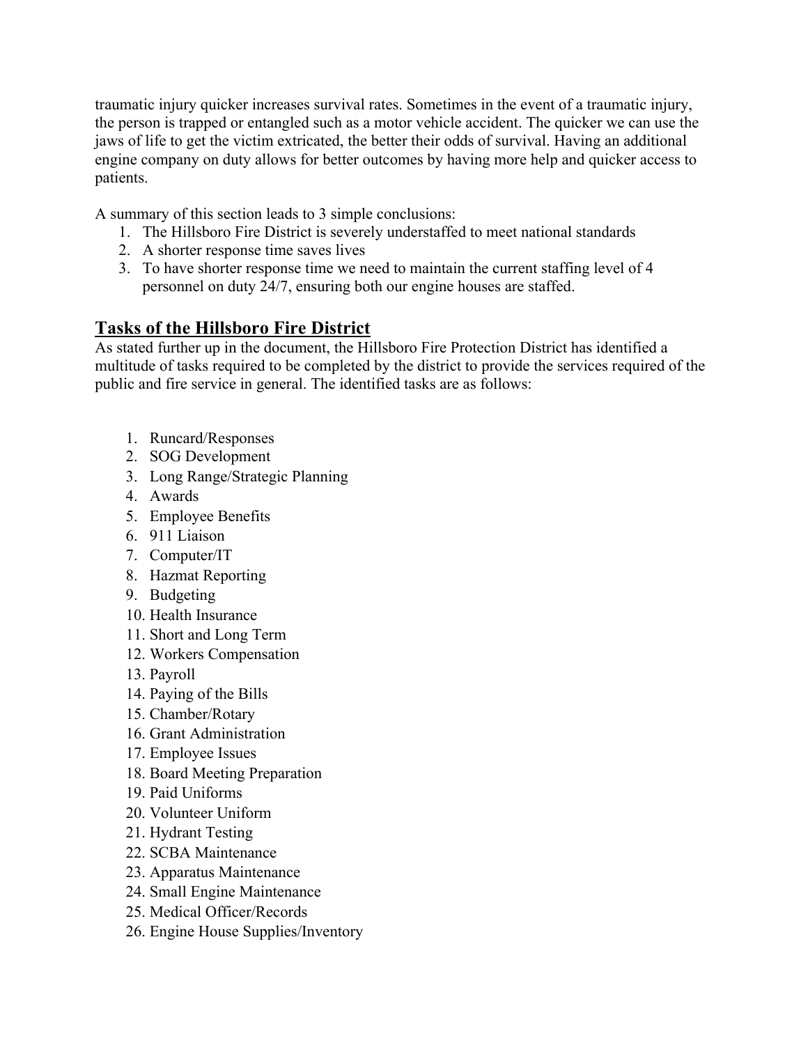traumatic injury quicker increases survival rates. Sometimes in the event of a traumatic injury, the person is trapped or entangled such as a motor vehicle accident. The quicker we can use the jaws of life to get the victim extricated, the better their odds of survival. Having an additional engine company on duty allows for better outcomes by having more help and quicker access to patients.

A summary of this section leads to 3 simple conclusions:

1. The Hillsboro Fire District is severely understaffed to meet national standards
2. A shorter response time saves lives
3. To have shorter response time we need to maintain the current staffing level of 4 personnel on duty 24/7, ensuring both our engine houses are staffed.

## Tasks of the Hillsboro Fire District

As stated further up in the document, the Hillsboro Fire Protection District has identified a multitude of tasks required to be completed by the district to provide the services required of the public and fire service in general. The identified tasks are as follows:

1. Runcard/Responses
2. SOG Development
3. Long Range/Strategic Planning
4. Awards
5. Employee Benefits
6. 911 Liaison
7. Computer/IT
8. Hazmat Reporting
9. Budgeting
10. Health Insurance
11. Short and Long Term
12. Workers Compensation
13. Payroll
14. Paying of the Bills
15. Chamber/Rotary
16. Grant Administration
17. Employee Issues
18. Board Meeting Preparation
19. Paid Uniforms
20. Volunteer Uniform
21. Hydrant Testing
22. SCBA Maintenance
23. Apparatus Maintenance
24. Small Engine Maintenance
25. Medical Officer/Records
26. Engine House Supplies/Inventory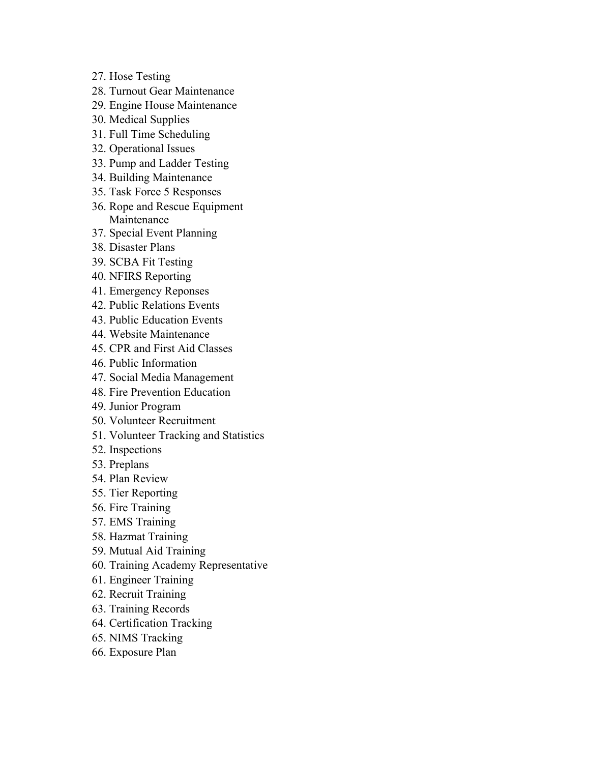27. Hose Testing
28. Turnout Gear Maintenance
29. Engine House Maintenance
30. Medical Supplies
31. Full Time Scheduling
32. Operational Issues
33. Pump and Ladder Testing
34. Building Maintenance
35. Task Force 5 Responses
36. Rope and Rescue Equipment Maintenance
37. Special Event Planning
38. Disaster Plans
39. SCBA Fit Testing
40. NFIRS Reporting
41. Emergency Reponses
42. Public Relations Events
43. Public Education Events
44. Website Maintenance
45. CPR and First Aid Classes
46. Public Information
47. Social Media Management
48. Fire Prevention Education
49. Junior Program
50. Volunteer Recruitment
51. Volunteer Tracking and Statistics
52. Inspections
53. Preplans
54. Plan Review
55. Tier Reporting
56. Fire Training
57. EMS Training
58. Hazmat Training
59. Mutual Aid Training
60. Training Academy Representative
61. Engineer Training
62. Recruit Training
63. Training Records
64. Certification Tracking
65. NIMS Tracking
66. Exposure Plan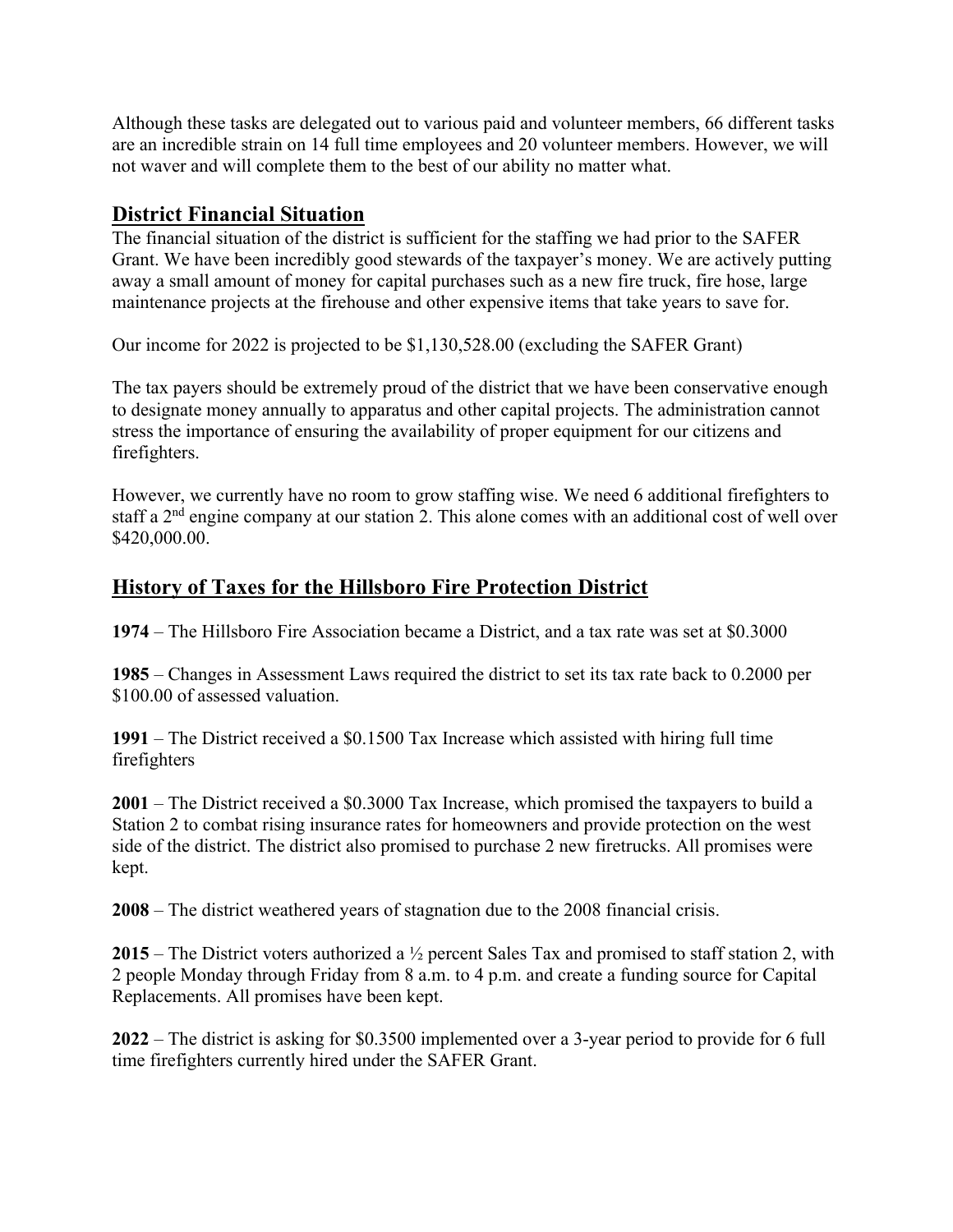Although these tasks are delegated out to various paid and volunteer members, 66 different tasks are an incredible strain on 14 full time employees and 20 volunteer members. However, we will not waver and will complete them to the best of our ability no matter what.

## District Financial Situation

The financial situation of the district is sufficient for the staffing we had prior to the SAFER Grant. We have been incredibly good stewards of the taxpayer's money. We are actively putting away a small amount of money for capital purchases such as a new fire truck, fire hose, large maintenance projects at the firehouse and other expensive items that take years to save for.

Our income for 2022 is projected to be $1,130,528.00 (excluding the SAFER Grant)

The tax payers should be extremely proud of the district that we have been conservative enough to designate money annually to apparatus and other capital projects. The administration cannot stress the importance of ensuring the availability of proper equipment for our citizens and firefighters.

However, we currently have no room to grow staffing wise. We need 6 additional firefighters to staff a 2nd engine company at our station 2. This alone comes with an additional cost of well over $420,000.00.

## History of Taxes for the Hillsboro Fire Protection District

**1974** – The Hillsboro Fire Association became a District, and a tax rate was set at $0.3000

**1985** – Changes in Assessment Laws required the district to set its tax rate back to 0.2000 per $100.00 of assessed valuation.

**1991** – The District received a $0.1500 Tax Increase which assisted with hiring full time firefighters

**2001** – The District received a $0.3000 Tax Increase, which promised the taxpayers to build a Station 2 to combat rising insurance rates for homeowners and provide protection on the west side of the district. The district also promised to purchase 2 new firetrucks. All promises were kept.

**2008** – The district weathered years of stagnation due to the 2008 financial crisis.

**2015** – The District voters authorized a ½ percent Sales Tax and promised to staff station 2, with 2 people Monday through Friday from 8 a.m. to 4 p.m. and create a funding source for Capital Replacements. All promises have been kept.

**2022** – The district is asking for $0.3500 implemented over a 3-year period to provide for 6 full time firefighters currently hired under the SAFER Grant.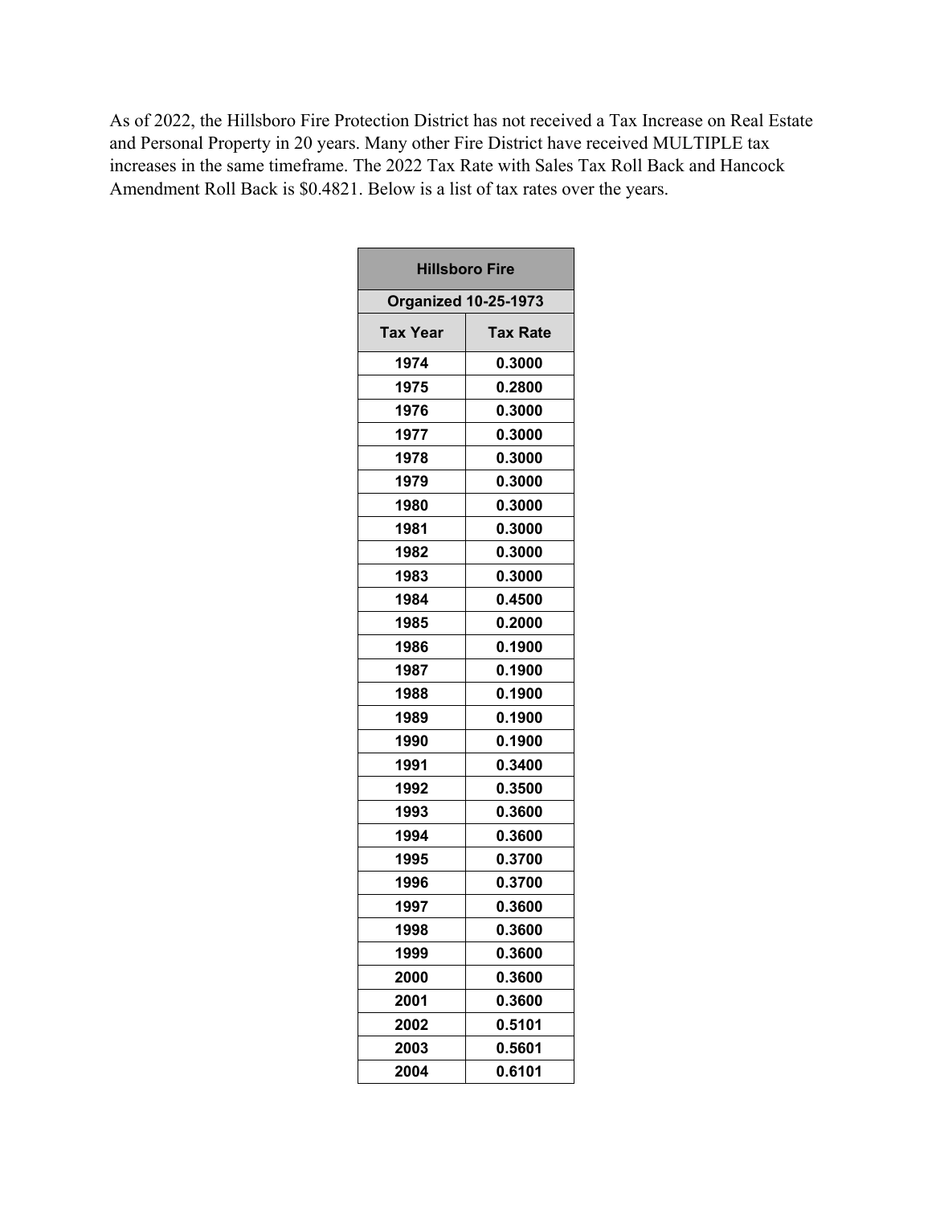As of 2022, the Hillsboro Fire Protection District has not received a Tax Increase on Real Estate and Personal Property in 20 years. Many other Fire District have received MULTIPLE tax increases in the same timeframe. The 2022 Tax Rate with Sales Tax Roll Back and Hancock Amendment Roll Back is $0.4821. Below is a list of tax rates over the years.

| Hillsboro Fire | |
|---|---|
| **Organized 10-25-1973** | |
| **Tax Year** | **Tax Rate** |
| 1974 | 0.3000 |
| 1975 | 0.2800 |
| 1976 | 0.3000 |
| 1977 | 0.3000 |
| 1978 | 0.3000 |
| 1979 | 0.3000 |
| 1980 | 0.3000 |
| 1981 | 0.3000 |
| 1982 | 0.3000 |
| 1983 | 0.3000 |
| 1984 | 0.4500 |
| 1985 | 0.2000 |
| 1986 | 0.1900 |
| 1987 | 0.1900 |
| 1988 | 0.1900 |
| 1989 | 0.1900 |
| 1990 | 0.1900 |
| 1991 | 0.3400 |
| 1992 | 0.3500 |
| 1993 | 0.3600 |
| 1994 | 0.3600 |
| 1995 | 0.3700 |
| 1996 | 0.3700 |
| 1997 | 0.3600 |
| 1998 | 0.3600 |
| 1999 | 0.3600 |
| 2000 | 0.3600 |
| 2001 | 0.3600 |
| 2002 | 0.5101 |
| 2003 | 0.5601 |
| 2004 | 0.6101 |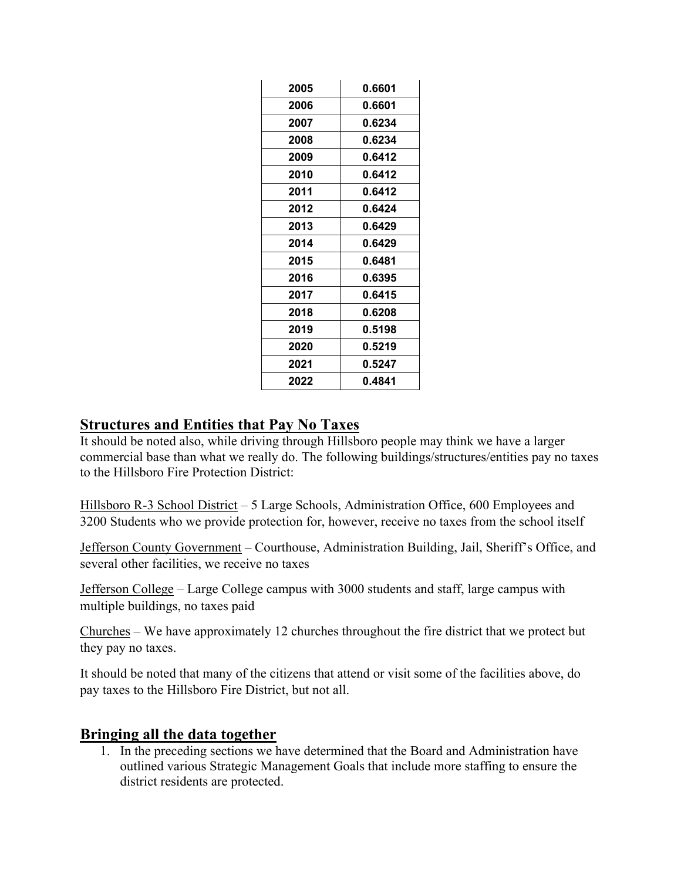| 2005 | 0.6601 |
|---|---|
| 2006 | 0.6601 |
| 2007 | 0.6234 |
| 2008 | 0.6234 |
| 2009 | 0.6412 |
| 2010 | 0.6412 |
| 2011 | 0.6412 |
| 2012 | 0.6424 |
| 2013 | 0.6429 |
| 2014 | 0.6429 |
| 2015 | 0.6481 |
| 2016 | 0.6395 |
| 2017 | 0.6415 |
| 2018 | 0.6208 |
| 2019 | 0.5198 |
| 2020 | 0.5219 |
| 2021 | 0.5247 |
| 2022 | 0.4841 |

## Structures and Entities that Pay No Taxes

It should be noted also, while driving through Hillsboro people may think we have a larger commercial base than what we really do. The following buildings/structures/entities pay no taxes to the Hillsboro Fire Protection District:

Hillsboro R-3 School District – 5 Large Schools, Administration Office, 600 Employees and 3200 Students who we provide protection for, however, receive no taxes from the school itself

Jefferson County Government – Courthouse, Administration Building, Jail, Sheriff's Office, and several other facilities, we receive no taxes

Jefferson College – Large College campus with 3000 students and staff, large campus with multiple buildings, no taxes paid

Churches – We have approximately 12 churches throughout the fire district that we protect but they pay no taxes.

It should be noted that many of the citizens that attend or visit some of the facilities above, do pay taxes to the Hillsboro Fire District, but not all.

## Bringing all the data together

1. In the preceding sections we have determined that the Board and Administration have outlined various Strategic Management Goals that include more staffing to ensure the district residents are protected.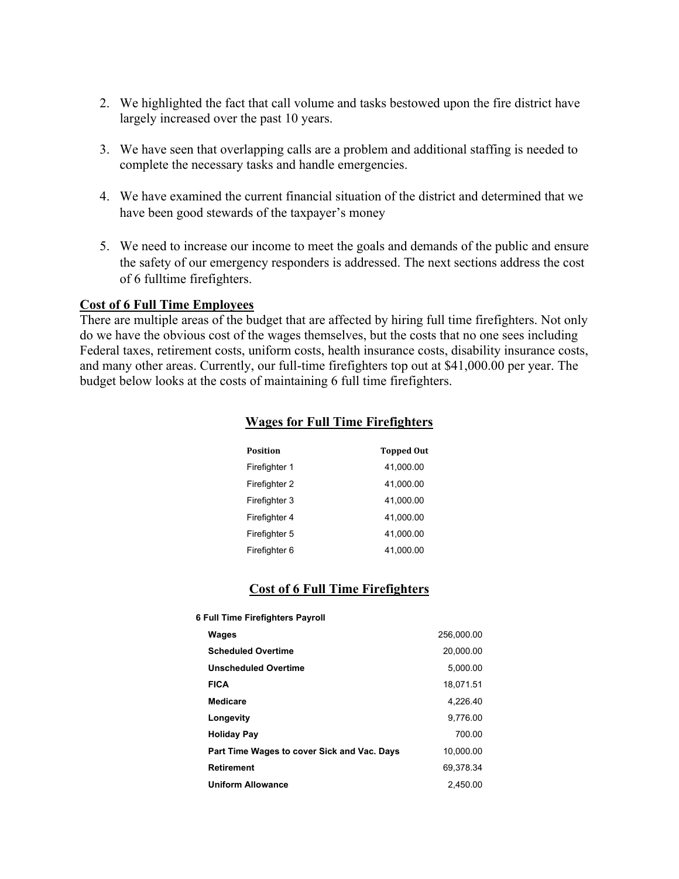2. We highlighted the fact that call volume and tasks bestowed upon the fire district have largely increased over the past 10 years.

3. We have seen that overlapping calls are a problem and additional staffing is needed to complete the necessary tasks and handle emergencies.

4. We have examined the current financial situation of the district and determined that we have been good stewards of the taxpayer's money

5. We need to increase our income to meet the goals and demands of the public and ensure the safety of our emergency responders is addressed. The next sections address the cost of 6 fulltime firefighters.

**Cost of 6 Full Time Employees**

There are multiple areas of the budget that are affected by hiring full time firefighters. Not only do we have the obvious cost of the wages themselves, but the costs that no one sees including Federal taxes, retirement costs, uniform costs, health insurance costs, disability insurance costs, and many other areas. Currently, our full-time firefighters top out at $41,000.00 per year. The budget below looks at the costs of maintaining 6 full time firefighters.

## Wages for Full Time Firefighters

| Position | Topped Out |
|---|---|
| Firefighter 1 | 41,000.00 |
| Firefighter 2 | 41,000.00 |
| Firefighter 3 | 41,000.00 |
| Firefighter 4 | 41,000.00 |
| Firefighter 5 | 41,000.00 |
| Firefighter 6 | 41,000.00 |

## Cost of 6 Full Time Firefighters

| 6 Full Time Firefighters Payroll | |
|---|---|
| **Wages** | 256,000.00 |
| **Scheduled Overtime** | 20,000.00 |
| **Unscheduled Overtime** | 5,000.00 |
| **FICA** | 18,071.51 |
| **Medicare** | 4,226.40 |
| **Longevity** | 9,776.00 |
| **Holiday Pay** | 700.00 |
| **Part Time Wages to cover Sick and Vac. Days** | 10,000.00 |
| **Retirement** | 69,378.34 |
| **Uniform Allowance** | 2,450.00 |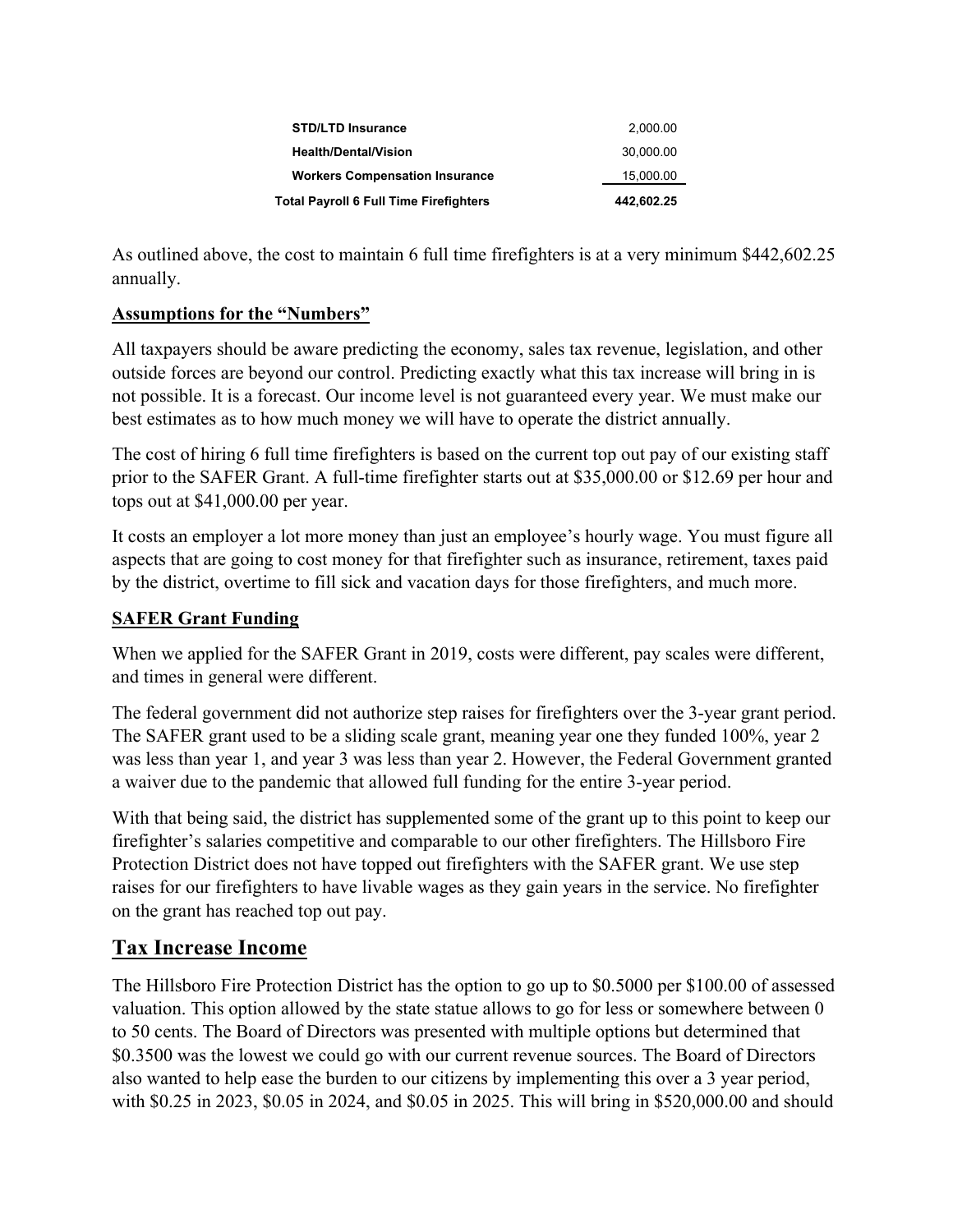| | |
|---|---|
| **STD/LTD Insurance** | 2,000.00 |
| **Health/Dental/Vision** | 30,000.00 |
| **Workers Compensation Insurance** | 15,000.00 |
| **Total Payroll 6 Full Time Firefighters** | **442,602.25** |

As outlined above, the cost to maintain 6 full time firefighters is at a very minimum $442,602.25 annually.

**<u>Assumptions for the "Numbers"</u>**

All taxpayers should be aware predicting the economy, sales tax revenue, legislation, and other outside forces are beyond our control. Predicting exactly what this tax increase will bring in is not possible. It is a forecast. Our income level is not guaranteed every year. We must make our best estimates as to how much money we will have to operate the district annually.

The cost of hiring 6 full time firefighters is based on the current top out pay of our existing staff prior to the SAFER Grant. A full-time firefighter starts out at $35,000.00 or $12.69 per hour and tops out at $41,000.00 per year.

It costs an employer a lot more money than just an employee's hourly wage. You must figure all aspects that are going to cost money for that firefighter such as insurance, retirement, taxes paid by the district, overtime to fill sick and vacation days for those firefighters, and much more.

**<u>SAFER Grant Funding</u>**

When we applied for the SAFER Grant in 2019, costs were different, pay scales were different, and times in general were different.

The federal government did not authorize step raises for firefighters over the 3-year grant period. The SAFER grant used to be a sliding scale grant, meaning year one they funded 100%, year 2 was less than year 1, and year 3 was less than year 2. However, the Federal Government granted a waiver due to the pandemic that allowed full funding for the entire 3-year period.

With that being said, the district has supplemented some of the grant up to this point to keep our firefighter's salaries competitive and comparable to our other firefighters. The Hillsboro Fire Protection District does not have topped out firefighters with the SAFER grant. We use step raises for our firefighters to have livable wages as they gain years in the service. No firefighter on the grant has reached top out pay.

## <u>Tax Increase Income</u>

The Hillsboro Fire Protection District has the option to go up to $0.5000 per $100.00 of assessed valuation. This option allowed by the state statue allows to go for less or somewhere between 0 to 50 cents. The Board of Directors was presented with multiple options but determined that $0.3500 was the lowest we could go with our current revenue sources. The Board of Directors also wanted to help ease the burden to our citizens by implementing this over a 3 year period, with $0.25 in 2023, $0.05 in 2024, and $0.05 in 2025. This will bring in $520,000.00 and should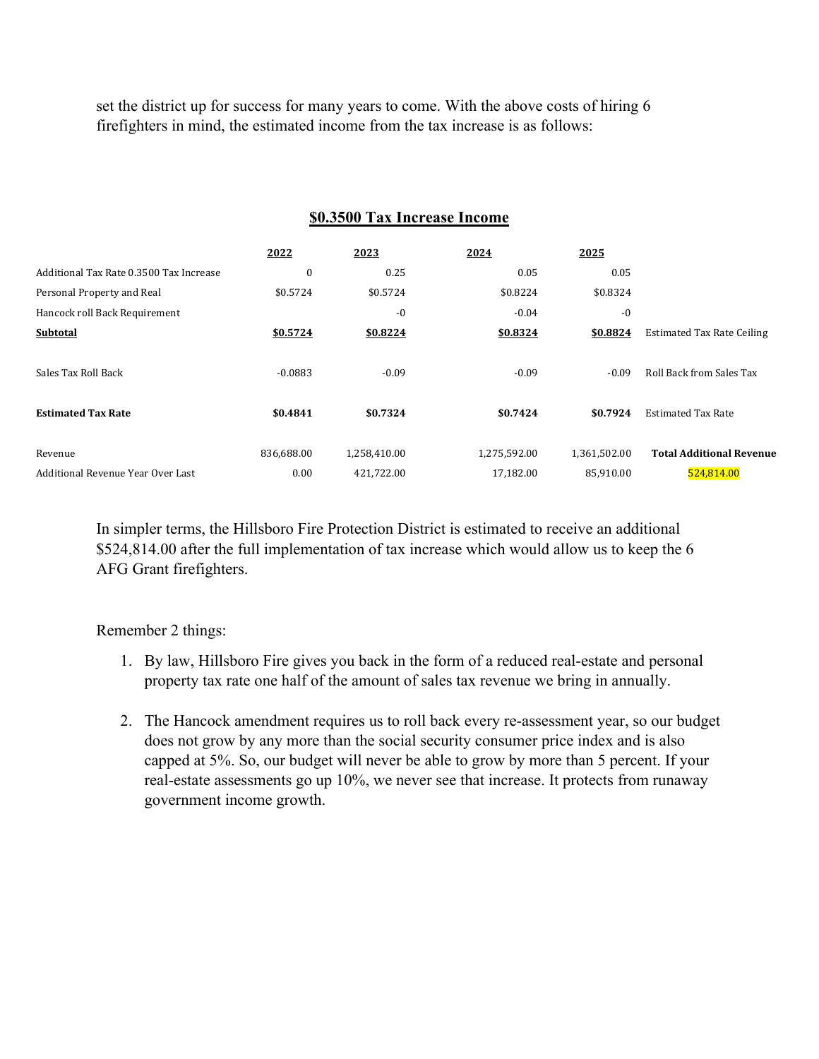set the district up for success for many years to come. With the above costs of hiring 6 firefighters in mind, the estimated income from the tax increase is as follows:

## $0.3500 Tax Increase Income

| | 2022 | 2023 | 2024 | 2025 | |
|---|---|---|---|---|---|
| Additional Tax Rate 0.3500 Tax Increase | 0 | 0.25 | 0.05 | 0.05 | |
| Personal Property and Real | $0.5724 | $0.5724 | $0.8224 | $0.8324 | |
| Hancock roll Back Requirement | | -0 | -0.04 | -0 | |
| **Subtotal** | **$0.5724** | **$0.8224** | **$0.8324** | **$0.8824** | Estimated Tax Rate Ceiling |
| Sales Tax Roll Back | -0.0883 | -0.09 | -0.09 | -0.09 | Roll Back from Sales Tax |
| **Estimated Tax Rate** | **$0.4841** | **$0.7324** | **$0.7424** | **$0.7924** | Estimated Tax Rate |
| Revenue | 836,688.00 | 1,258,410.00 | 1,275,592.00 | 1,361,502.00 | **Total Additional Revenue** |
| Additional Revenue Year Over Last | 0.00 | 421,722.00 | 17,182.00 | 85,910.00 | 524,814.00 |

In simpler terms, the Hillsboro Fire Protection District is estimated to receive an additional $524,814.00 after the full implementation of tax increase which would allow us to keep the 6 AFG Grant firefighters.

Remember 2 things:

1. By law, Hillsboro Fire gives you back in the form of a reduced real-estate and personal property tax rate one half of the amount of sales tax revenue we bring in annually.

2. The Hancock amendment requires us to roll back every re-assessment year, so our budget does not grow by any more than the social security consumer price index and is also capped at 5%. So, our budget will never be able to grow by more than 5 percent. If your real-estate assessments go up 10%, we never see that increase. It protects from runaway government income growth.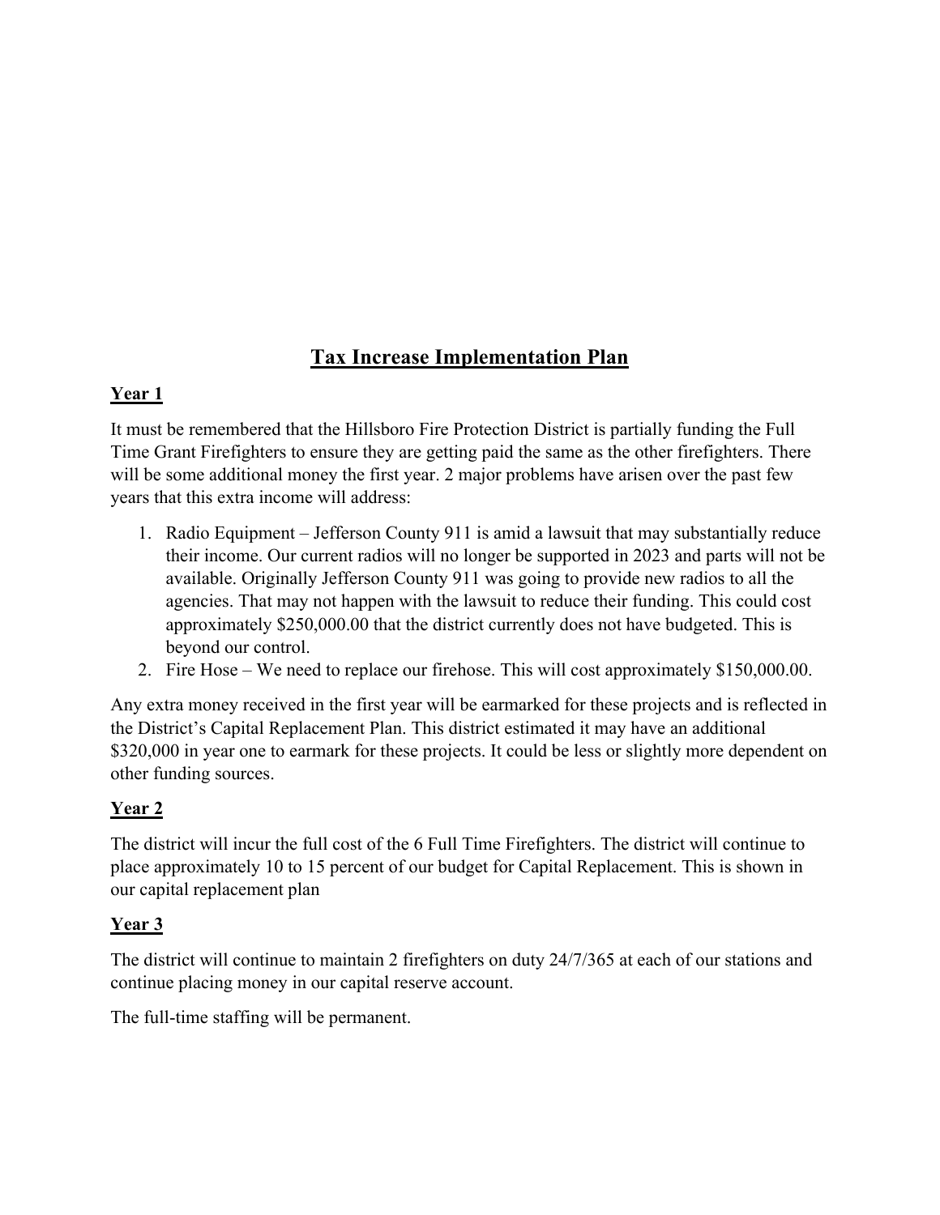# Tax Increase Implementation Plan

## Year 1

It must be remembered that the Hillsboro Fire Protection District is partially funding the Full Time Grant Firefighters to ensure they are getting paid the same as the other firefighters. There will be some additional money the first year. 2 major problems have arisen over the past few years that this extra income will address:

1. Radio Equipment – Jefferson County 911 is amid a lawsuit that may substantially reduce their income. Our current radios will no longer be supported in 2023 and parts will not be available. Originally Jefferson County 911 was going to provide new radios to all the agencies. That may not happen with the lawsuit to reduce their funding. This could cost approximately $250,000.00 that the district currently does not have budgeted. This is beyond our control.
2. Fire Hose – We need to replace our firehose. This will cost approximately $150,000.00.

Any extra money received in the first year will be earmarked for these projects and is reflected in the District's Capital Replacement Plan. This district estimated it may have an additional $320,000 in year one to earmark for these projects. It could be less or slightly more dependent on other funding sources.

## Year 2

The district will incur the full cost of the 6 Full Time Firefighters. The district will continue to place approximately 10 to 15 percent of our budget for Capital Replacement. This is shown in our capital replacement plan

## Year 3

The district will continue to maintain 2 firefighters on duty 24/7/365 at each of our stations and continue placing money in our capital reserve account.

The full-time staffing will be permanent.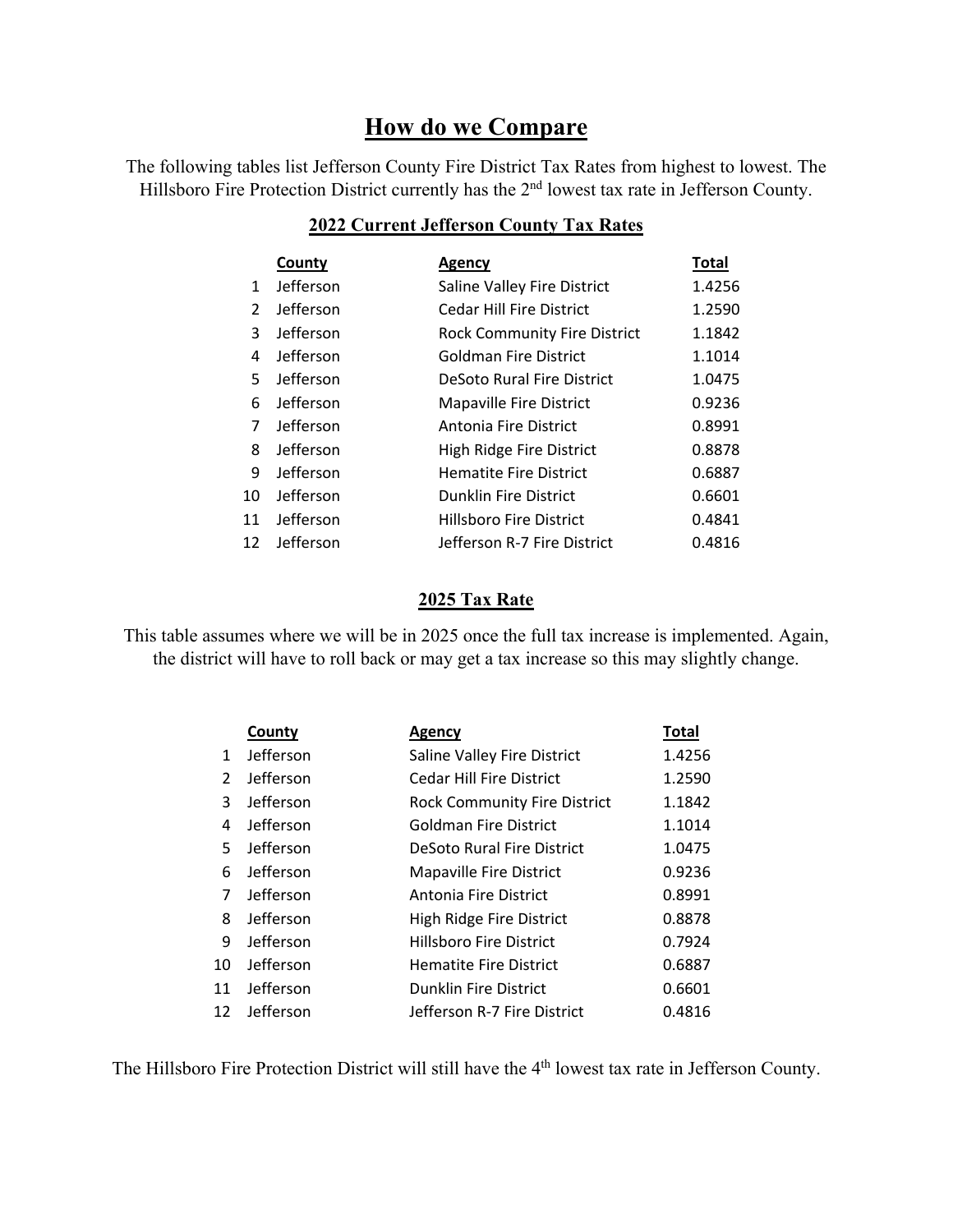# How do we Compare

The following tables list Jefferson County Fire District Tax Rates from highest to lowest. The Hillsboro Fire Protection District currently has the 2nd lowest tax rate in Jefferson County.

## 2022 Current Jefferson County Tax Rates

| | County | Agency | Total |
|---|---|---|---|
| 1 | Jefferson | Saline Valley Fire District | 1.4256 |
| 2 | Jefferson | Cedar Hill Fire District | 1.2590 |
| 3 | Jefferson | Rock Community Fire District | 1.1842 |
| 4 | Jefferson | Goldman Fire District | 1.1014 |
| 5 | Jefferson | DeSoto Rural Fire District | 1.0475 |
| 6 | Jefferson | Mapaville Fire District | 0.9236 |
| 7 | Jefferson | Antonia Fire District | 0.8991 |
| 8 | Jefferson | High Ridge Fire District | 0.8878 |
| 9 | Jefferson | Hematite Fire District | 0.6887 |
| 10 | Jefferson | Dunklin Fire District | 0.6601 |
| 11 | Jefferson | Hillsboro Fire District | 0.4841 |
| 12 | Jefferson | Jefferson R-7 Fire District | 0.4816 |

## 2025 Tax Rate

This table assumes where we will be in 2025 once the full tax increase is implemented. Again, the district will have to roll back or may get a tax increase so this may slightly change.

| | County | Agency | Total |
|---|---|---|---|
| 1 | Jefferson | Saline Valley Fire District | 1.4256 |
| 2 | Jefferson | Cedar Hill Fire District | 1.2590 |
| 3 | Jefferson | Rock Community Fire District | 1.1842 |
| 4 | Jefferson | Goldman Fire District | 1.1014 |
| 5 | Jefferson | DeSoto Rural Fire District | 1.0475 |
| 6 | Jefferson | Mapaville Fire District | 0.9236 |
| 7 | Jefferson | Antonia Fire District | 0.8991 |
| 8 | Jefferson | High Ridge Fire District | 0.8878 |
| 9 | Jefferson | Hillsboro Fire District | 0.7924 |
| 10 | Jefferson | Hematite Fire District | 0.6887 |
| 11 | Jefferson | Dunklin Fire District | 0.6601 |
| 12 | Jefferson | Jefferson R-7 Fire District | 0.4816 |

The Hillsboro Fire Protection District will still have the 4th lowest tax rate in Jefferson County.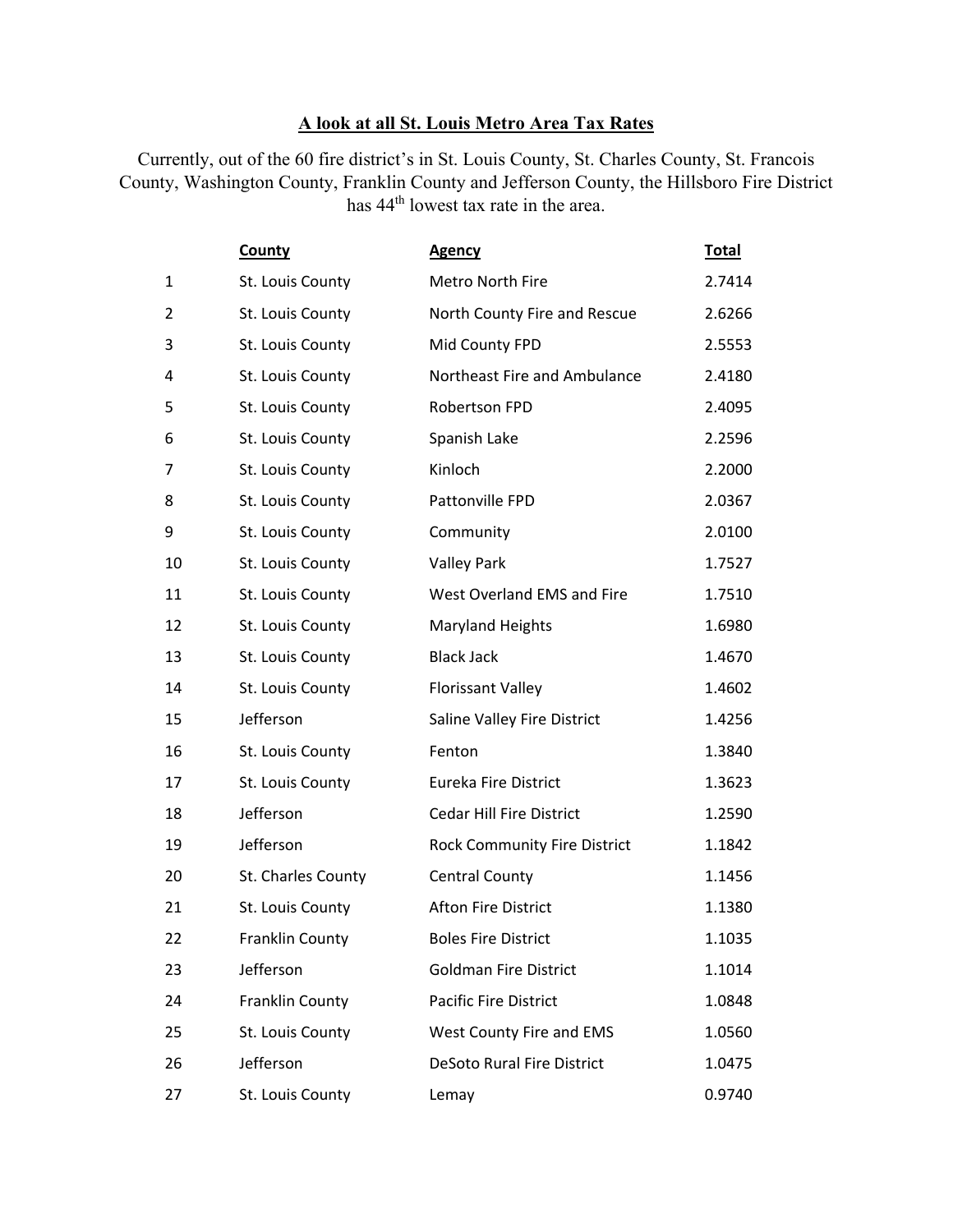## A look at all St. Louis Metro Area Tax Rates

Currently, out of the 60 fire district's in St. Louis County, St. Charles County, St. Francois County, Washington County, Franklin County and Jefferson County, the Hillsboro Fire District has 44th lowest tax rate in the area.

| | County | Agency | Total |
|---|---|---|---|
| 1 | St. Louis County | Metro North Fire | 2.7414 |
| 2 | St. Louis County | North County Fire and Rescue | 2.6266 |
| 3 | St. Louis County | Mid County FPD | 2.5553 |
| 4 | St. Louis County | Northeast Fire and Ambulance | 2.4180 |
| 5 | St. Louis County | Robertson FPD | 2.4095 |
| 6 | St. Louis County | Spanish Lake | 2.2596 |
| 7 | St. Louis County | Kinloch | 2.2000 |
| 8 | St. Louis County | Pattonville FPD | 2.0367 |
| 9 | St. Louis County | Community | 2.0100 |
| 10 | St. Louis County | Valley Park | 1.7527 |
| 11 | St. Louis County | West Overland EMS and Fire | 1.7510 |
| 12 | St. Louis County | Maryland Heights | 1.6980 |
| 13 | St. Louis County | Black Jack | 1.4670 |
| 14 | St. Louis County | Florissant Valley | 1.4602 |
| 15 | Jefferson | Saline Valley Fire District | 1.4256 |
| 16 | St. Louis County | Fenton | 1.3840 |
| 17 | St. Louis County | Eureka Fire District | 1.3623 |
| 18 | Jefferson | Cedar Hill Fire District | 1.2590 |
| 19 | Jefferson | Rock Community Fire District | 1.1842 |
| 20 | St. Charles County | Central County | 1.1456 |
| 21 | St. Louis County | Afton Fire District | 1.1380 |
| 22 | Franklin County | Boles Fire District | 1.1035 |
| 23 | Jefferson | Goldman Fire District | 1.1014 |
| 24 | Franklin County | Pacific Fire District | 1.0848 |
| 25 | St. Louis County | West County Fire and EMS | 1.0560 |
| 26 | Jefferson | DeSoto Rural Fire District | 1.0475 |
| 27 | St. Louis County | Lemay | 0.9740 |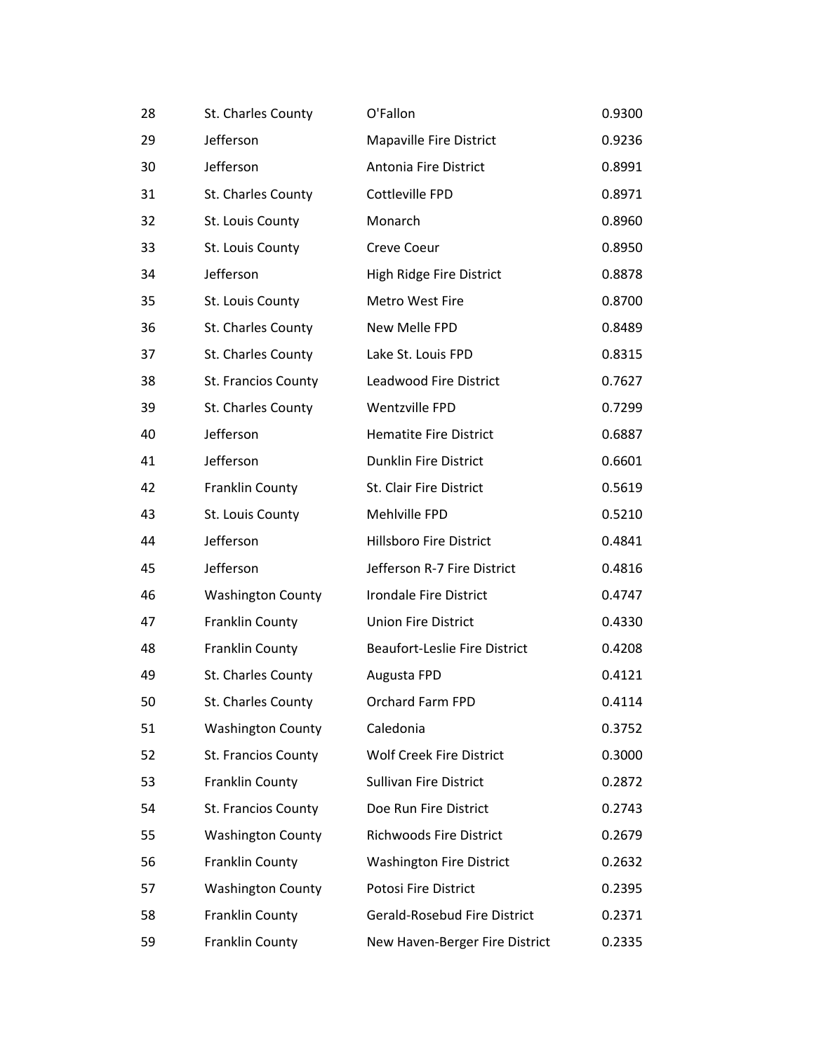| | | | |
|---|---|---|---|
| 28 | St. Charles County | O'Fallon | 0.9300 |
| 29 | Jefferson | Mapaville Fire District | 0.9236 |
| 30 | Jefferson | Antonia Fire District | 0.8991 |
| 31 | St. Charles County | Cottleville FPD | 0.8971 |
| 32 | St. Louis County | Monarch | 0.8960 |
| 33 | St. Louis County | Creve Coeur | 0.8950 |
| 34 | Jefferson | High Ridge Fire District | 0.8878 |
| 35 | St. Louis County | Metro West Fire | 0.8700 |
| 36 | St. Charles County | New Melle FPD | 0.8489 |
| 37 | St. Charles County | Lake St. Louis FPD | 0.8315 |
| 38 | St. Francios County | Leadwood Fire District | 0.7627 |
| 39 | St. Charles County | Wentzville FPD | 0.7299 |
| 40 | Jefferson | Hematite Fire District | 0.6887 |
| 41 | Jefferson | Dunklin Fire District | 0.6601 |
| 42 | Franklin County | St. Clair Fire District | 0.5619 |
| 43 | St. Louis County | Mehlville FPD | 0.5210 |
| 44 | Jefferson | Hillsboro Fire District | 0.4841 |
| 45 | Jefferson | Jefferson R-7 Fire District | 0.4816 |
| 46 | Washington County | Irondale Fire District | 0.4747 |
| 47 | Franklin County | Union Fire District | 0.4330 |
| 48 | Franklin County | Beaufort-Leslie Fire District | 0.4208 |
| 49 | St. Charles County | Augusta FPD | 0.4121 |
| 50 | St. Charles County | Orchard Farm FPD | 0.4114 |
| 51 | Washington County | Caledonia | 0.3752 |
| 52 | St. Francios County | Wolf Creek Fire District | 0.3000 |
| 53 | Franklin County | Sullivan Fire District | 0.2872 |
| 54 | St. Francios County | Doe Run Fire District | 0.2743 |
| 55 | Washington County | Richwoods Fire District | 0.2679 |
| 56 | Franklin County | Washington Fire District | 0.2632 |
| 57 | Washington County | Potosi Fire District | 0.2395 |
| 58 | Franklin County | Gerald-Rosebud Fire District | 0.2371 |
| 59 | Franklin County | New Haven-Berger Fire District | 0.2335 |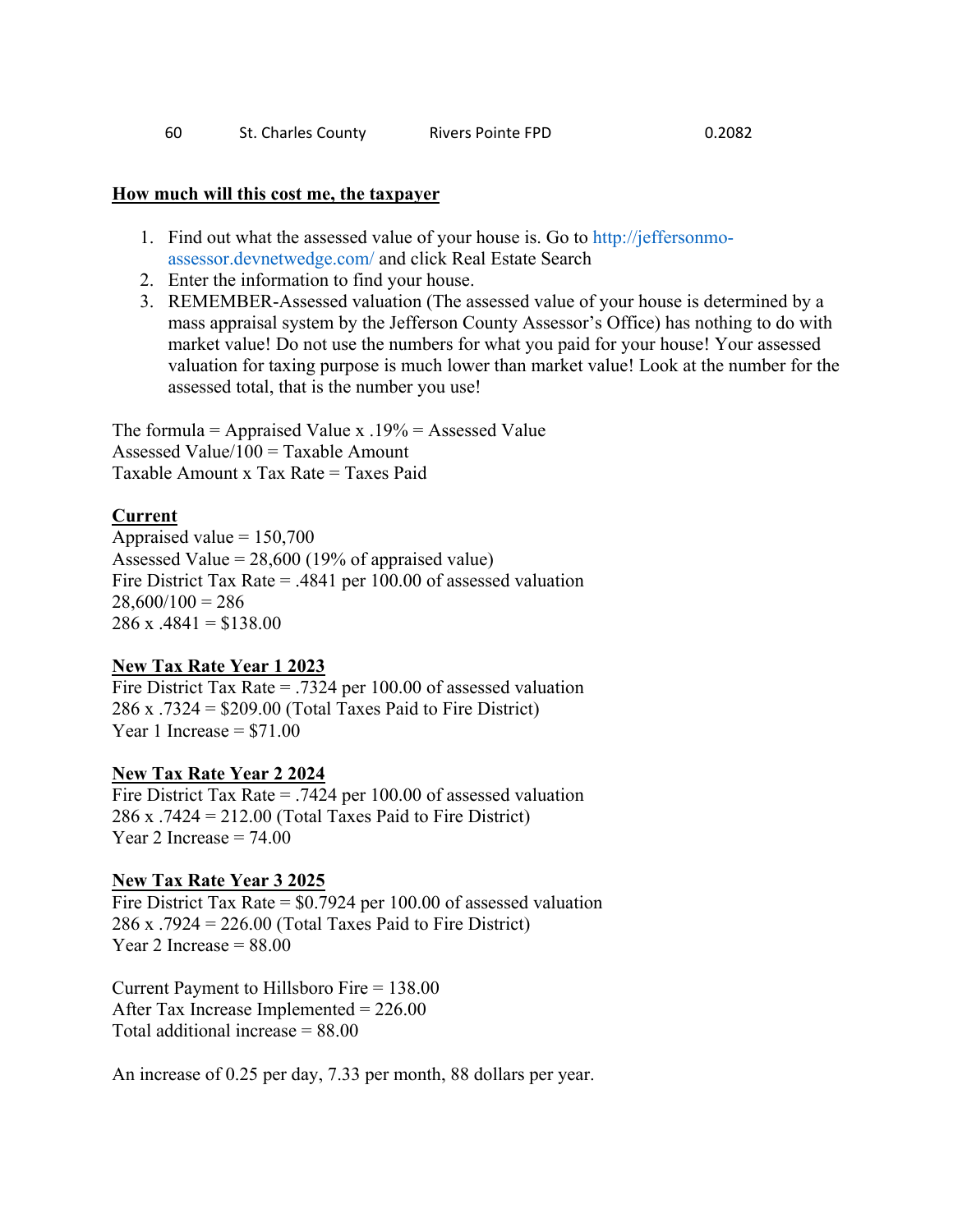| 60 | St. Charles County | Rivers Pointe FPD | 0.2082 |
|---|---|---|---|

**How much will this cost me, the taxpayer**

1. Find out what the assessed value of your house is. Go to http://jeffersonmo-assessor.devnetwedge.com/ and click Real Estate Search
2. Enter the information to find your house.
3. REMEMBER-Assessed valuation (The assessed value of your house is determined by a mass appraisal system by the Jefferson County Assessor's Office) has nothing to do with market value! Do not use the numbers for what you paid for your house! Your assessed valuation for taxing purpose is much lower than market value! Look at the number for the assessed total, that is the number you use!

The formula = Appraised Value x .19% = Assessed Value
Assessed Value/100 = Taxable Amount
Taxable Amount x Tax Rate = Taxes Paid

**Current**
Appraised value = 150,700
Assessed Value = 28,600 (19% of appraised value)
Fire District Tax Rate = .4841 per 100.00 of assessed valuation
28,600/100 = 286
286 x .4841 = $138.00

**New Tax Rate Year 1 2023**
Fire District Tax Rate = .7324 per 100.00 of assessed valuation
286 x .7324 = $209.00 (Total Taxes Paid to Fire District)
Year 1 Increase = $71.00

**New Tax Rate Year 2 2024**
Fire District Tax Rate = .7424 per 100.00 of assessed valuation
286 x .7424 = 212.00 (Total Taxes Paid to Fire District)
Year 2 Increase = 74.00

**New Tax Rate Year 3 2025**
Fire District Tax Rate = $0.7924 per 100.00 of assessed valuation
286 x .7924 = 226.00 (Total Taxes Paid to Fire District)
Year 2 Increase = 88.00

Current Payment to Hillsboro Fire = 138.00
After Tax Increase Implemented = 226.00
Total additional increase = 88.00

An increase of 0.25 per day, 7.33 per month, 88 dollars per year.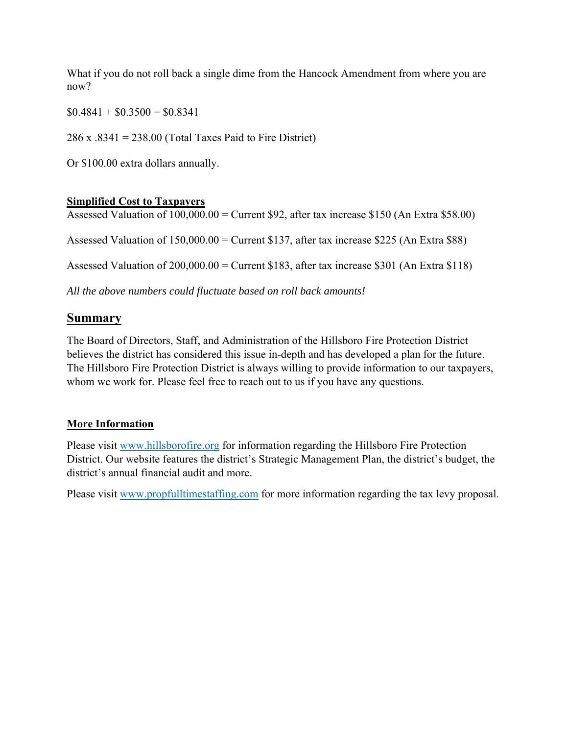What if you do not roll back a single dime from the Hancock Amendment from where you are now?

$0.4841 + $0.3500 = $0.8341

286 x .8341 = 238.00 (Total Taxes Paid to Fire District)

Or $100.00 extra dollars annually.

**Simplified Cost to Taxpayers**

Assessed Valuation of 100,000.00 = Current $92, after tax increase $150 (An Extra $58.00)

Assessed Valuation of 150,000.00 = Current $137, after tax increase $225 (An Extra $88)

Assessed Valuation of 200,000.00 = Current $183, after tax increase $301 (An Extra $118)

*All the above numbers could fluctuate based on roll back amounts!*

## Summary

The Board of Directors, Staff, and Administration of the Hillsboro Fire Protection District believes the district has considered this issue in-depth and has developed a plan for the future. The Hillsboro Fire Protection District is always willing to provide information to our taxpayers, whom we work for. Please feel free to reach out to us if you have any questions.

**More Information**

Please visit [www.hillsborofire.org](http://www.hillsborofire.org) for information regarding the Hillsboro Fire Protection District. Our website features the district's Strategic Management Plan, the district's budget, the district's annual financial audit and more.

Please visit [www.propfulltimestaffing.com](http://www.propfulltimestaffing.com) for more information regarding the tax levy proposal.